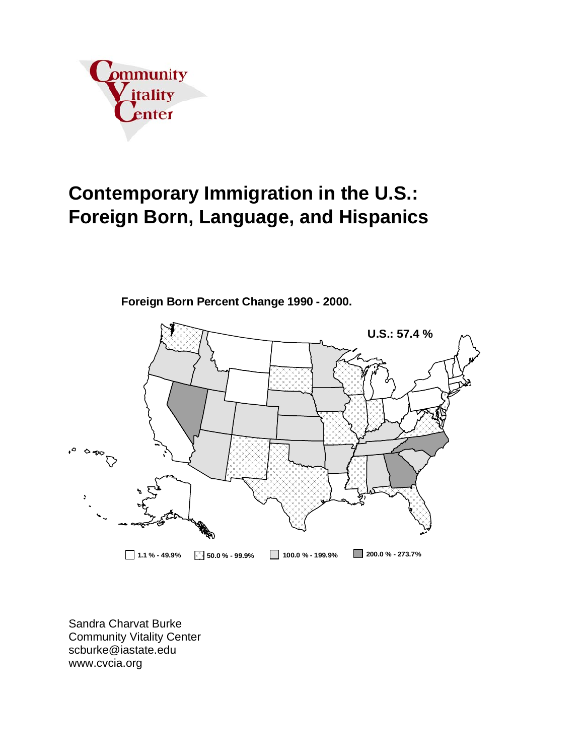Community Vitality Center

# Contemporary Immigration in the U.S.: Foreign Born, Language, and Hispanics

**Foreign Born Percent Change 1990 - 2000.**

**U.S.: 57.4 %**

1.1 % - 49.9% | 50.0 % - 99.9% | 100.0 % - 199.9% | 200.0 % - 273.7%

Sandra Charvat Burke
Community Vitality Center
scburke@iastate.edu
www.cvcia.org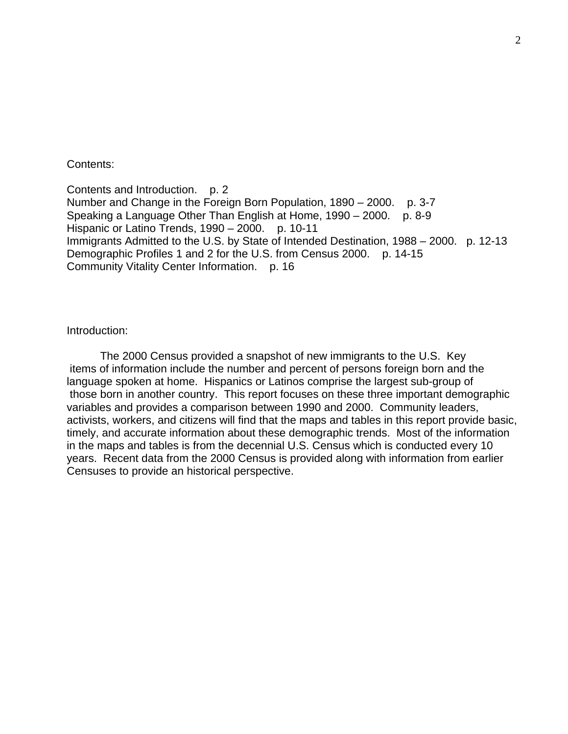Contents:

Contents and Introduction. p. 2
Number and Change in the Foreign Born Population, 1890 – 2000. p. 3-7
Speaking a Language Other Than English at Home, 1990 – 2000. p. 8-9
Hispanic or Latino Trends, 1990 – 2000. p. 10-11
Immigrants Admitted to the U.S. by State of Intended Destination, 1988 – 2000. p. 12-13
Demographic Profiles 1 and 2 for the U.S. from Census 2000. p. 14-15
Community Vitality Center Information. p. 16

Introduction:

The 2000 Census provided a snapshot of new immigrants to the U.S. Key items of information include the number and percent of persons foreign born and the language spoken at home. Hispanics or Latinos comprise the largest sub-group of those born in another country. This report focuses on these three important demographic variables and provides a comparison between 1990 and 2000. Community leaders, activists, workers, and citizens will find that the maps and tables in this report provide basic, timely, and accurate information about these demographic trends. Most of the information in the maps and tables is from the decennial U.S. Census which is conducted every 10 years. Recent data from the 2000 Census is provided along with information from earlier Censuses to provide an historical perspective.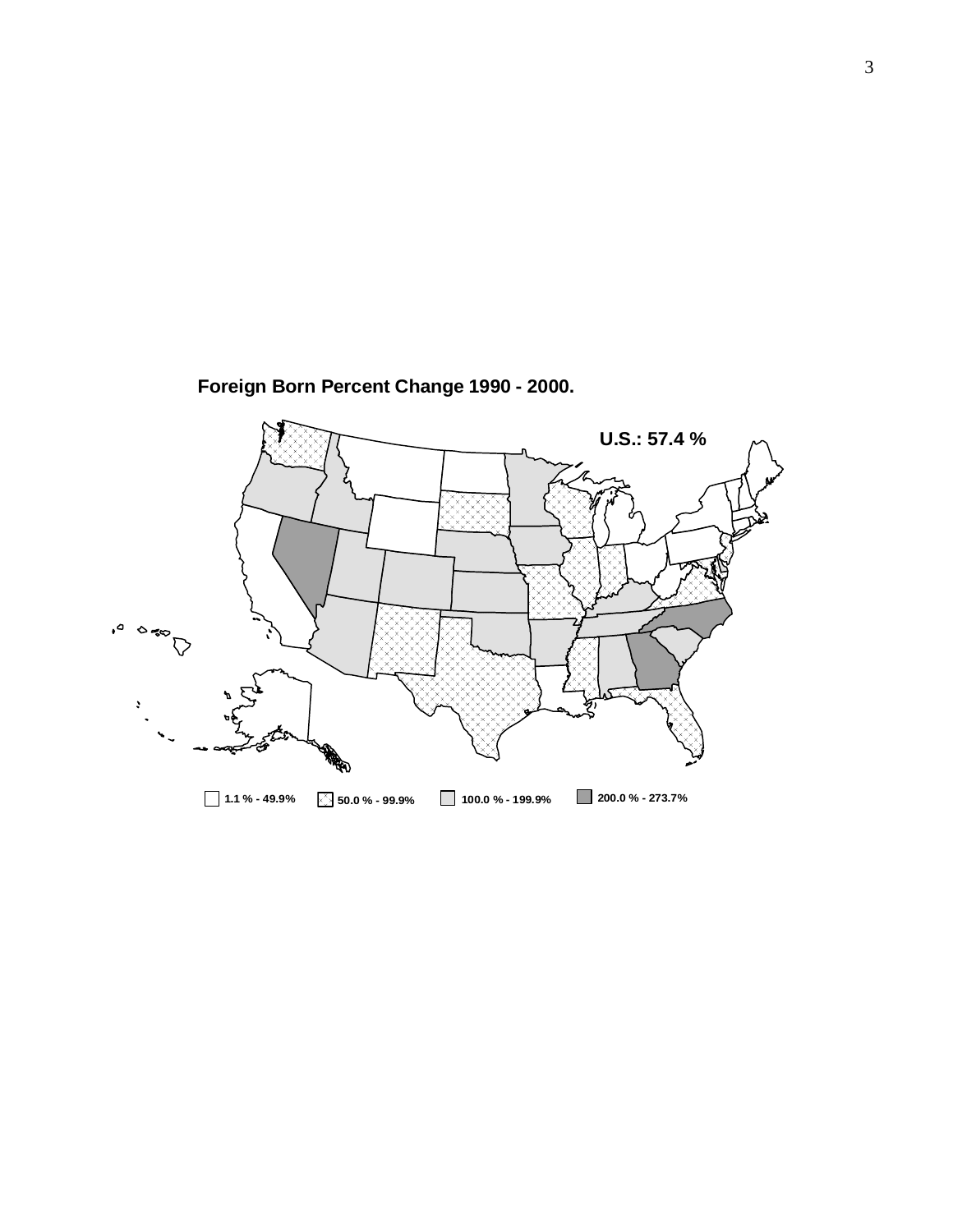**Foreign Born Percent Change 1990 - 2000.**

**U.S.: 57.4 %**

1.1 % - 49.9% | 50.0 % - 99.9% | 100.0 % - 199.9% | 200.0 % - 273.7%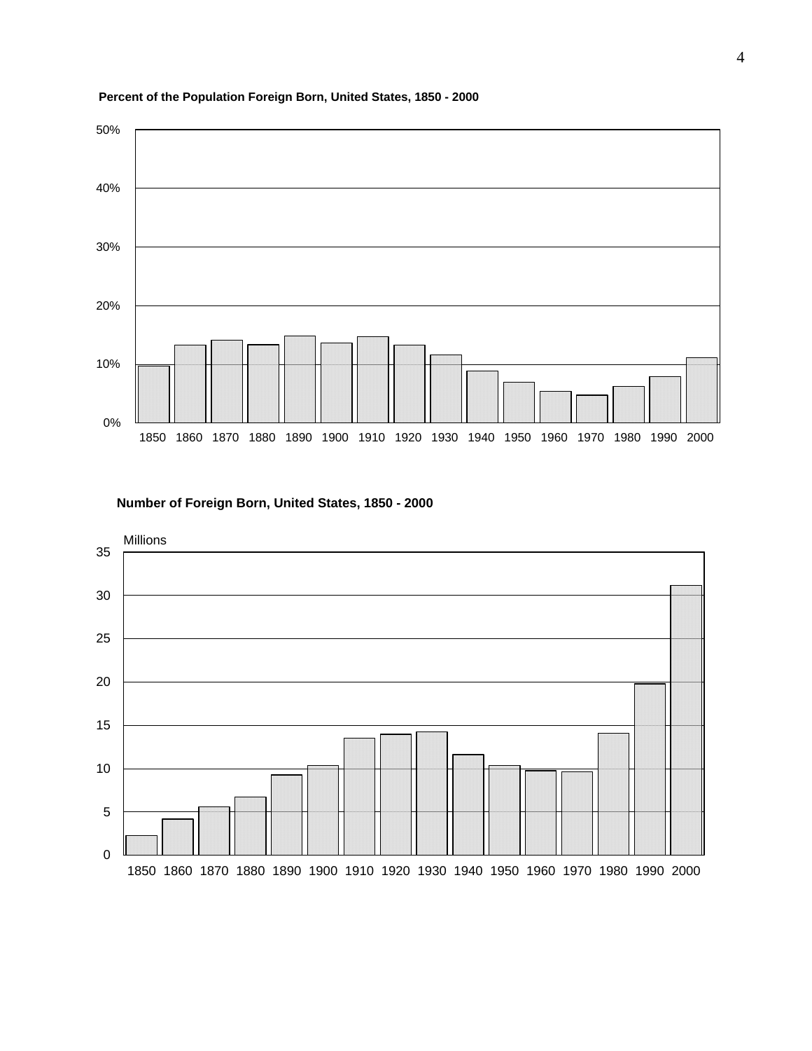**Percent of the Population Foreign Born, United States, 1850 - 2000**

50%

40%

30%

20%

10%

0%

1850 1860 1870 1880 1890 1900 1910 1920 1930 1940 1950 1960 1970 1980 1990 2000

**Number of Foreign Born, United States, 1850 - 2000**

Millions

35

30

25

20

15

10

5

0

1850 1860 1870 1880 1890 1900 1910 1920 1930 1940 1950 1960 1970 1980 1990 2000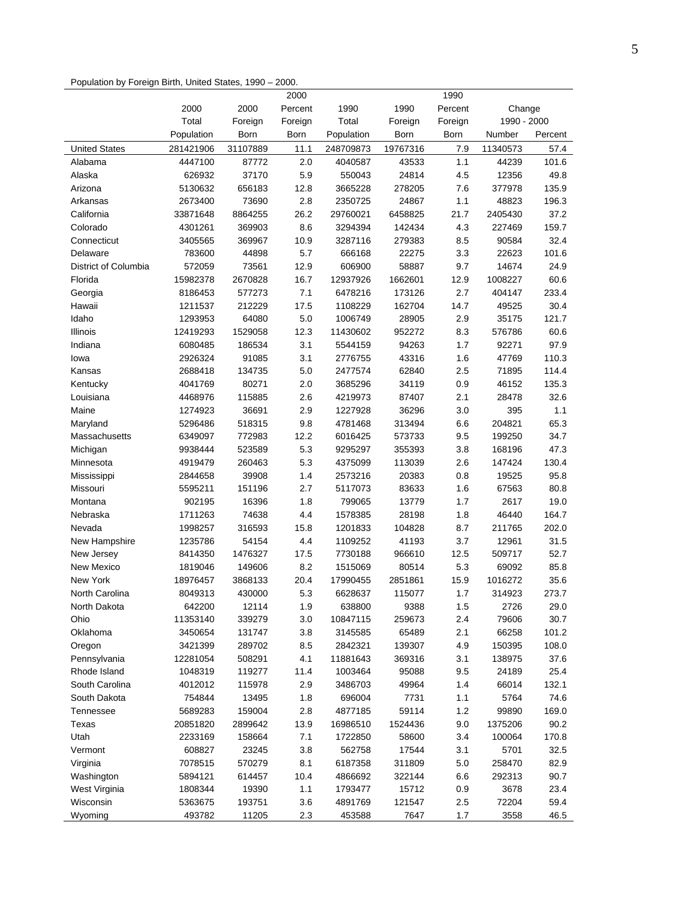Population by Foreign Birth, United States, 1990 – 2000.

| | 2000 Total Population | 2000 Foreign Born | 2000 Percent Foreign Born | 1990 Total Population | 1990 Foreign Born | 1990 Percent Foreign Born | Change 1990 - 2000 Number | Change 1990 - 2000 Percent |
|---|---|---|---|---|---|---|---|---|
| United States | 281421906 | 31107889 | 11.1 | 248709873 | 19767316 | 7.9 | 11340573 | 57.4 |
| Alabama | 4447100 | 87772 | 2.0 | 4040587 | 43533 | 1.1 | 44239 | 101.6 |
| Alaska | 626932 | 37170 | 5.9 | 550043 | 24814 | 4.5 | 12356 | 49.8 |
| Arizona | 5130632 | 656183 | 12.8 | 3665228 | 278205 | 7.6 | 377978 | 135.9 |
| Arkansas | 2673400 | 73690 | 2.8 | 2350725 | 24867 | 1.1 | 48823 | 196.3 |
| California | 33871648 | 8864255 | 26.2 | 29760021 | 6458825 | 21.7 | 2405430 | 37.2 |
| Colorado | 4301261 | 369903 | 8.6 | 3294394 | 142434 | 4.3 | 227469 | 159.7 |
| Connecticut | 3405565 | 369967 | 10.9 | 3287116 | 279383 | 8.5 | 90584 | 32.4 |
| Delaware | 783600 | 44898 | 5.7 | 666168 | 22275 | 3.3 | 22623 | 101.6 |
| District of Columbia | 572059 | 73561 | 12.9 | 606900 | 58887 | 9.7 | 14674 | 24.9 |
| Florida | 15982378 | 2670828 | 16.7 | 12937926 | 1662601 | 12.9 | 1008227 | 60.6 |
| Georgia | 8186453 | 577273 | 7.1 | 6478216 | 173126 | 2.7 | 404147 | 233.4 |
| Hawaii | 1211537 | 212229 | 17.5 | 1108229 | 162704 | 14.7 | 49525 | 30.4 |
| Idaho | 1293953 | 64080 | 5.0 | 1006749 | 28905 | 2.9 | 35175 | 121.7 |
| Illinois | 12419293 | 1529058 | 12.3 | 11430602 | 952272 | 8.3 | 576786 | 60.6 |
| Indiana | 6080485 | 186534 | 3.1 | 5544159 | 94263 | 1.7 | 92271 | 97.9 |
| Iowa | 2926324 | 91085 | 3.1 | 2776755 | 43316 | 1.6 | 47769 | 110.3 |
| Kansas | 2688418 | 134735 | 5.0 | 2477574 | 62840 | 2.5 | 71895 | 114.4 |
| Kentucky | 4041769 | 80271 | 2.0 | 3685296 | 34119 | 0.9 | 46152 | 135.3 |
| Louisiana | 4468976 | 115885 | 2.6 | 4219973 | 87407 | 2.1 | 28478 | 32.6 |
| Maine | 1274923 | 36691 | 2.9 | 1227928 | 36296 | 3.0 | 395 | 1.1 |
| Maryland | 5296486 | 518315 | 9.8 | 4781468 | 313494 | 6.6 | 204821 | 65.3 |
| Massachusetts | 6349097 | 772983 | 12.2 | 6016425 | 573733 | 9.5 | 199250 | 34.7 |
| Michigan | 9938444 | 523589 | 5.3 | 9295297 | 355393 | 3.8 | 168196 | 47.3 |
| Minnesota | 4919479 | 260463 | 5.3 | 4375099 | 113039 | 2.6 | 147424 | 130.4 |
| Mississippi | 2844658 | 39908 | 1.4 | 2573216 | 20383 | 0.8 | 19525 | 95.8 |
| Missouri | 5595211 | 151196 | 2.7 | 5117073 | 83633 | 1.6 | 67563 | 80.8 |
| Montana | 902195 | 16396 | 1.8 | 799065 | 13779 | 1.7 | 2617 | 19.0 |
| Nebraska | 1711263 | 74638 | 4.4 | 1578385 | 28198 | 1.8 | 46440 | 164.7 |
| Nevada | 1998257 | 316593 | 15.8 | 1201833 | 104828 | 8.7 | 211765 | 202.0 |
| New Hampshire | 1235786 | 54154 | 4.4 | 1109252 | 41193 | 3.7 | 12961 | 31.5 |
| New Jersey | 8414350 | 1476327 | 17.5 | 7730188 | 966610 | 12.5 | 509717 | 52.7 |
| New Mexico | 1819046 | 149606 | 8.2 | 1515069 | 80514 | 5.3 | 69092 | 85.8 |
| New York | 18976457 | 3868133 | 20.4 | 17990455 | 2851861 | 15.9 | 1016272 | 35.6 |
| North Carolina | 8049313 | 430000 | 5.3 | 6628637 | 115077 | 1.7 | 314923 | 273.7 |
| North Dakota | 642200 | 12114 | 1.9 | 638800 | 9388 | 1.5 | 2726 | 29.0 |
| Ohio | 11353140 | 339279 | 3.0 | 10847115 | 259673 | 2.4 | 79606 | 30.7 |
| Oklahoma | 3450654 | 131747 | 3.8 | 3145585 | 65489 | 2.1 | 66258 | 101.2 |
| Oregon | 3421399 | 289702 | 8.5 | 2842321 | 139307 | 4.9 | 150395 | 108.0 |
| Pennsylvania | 12281054 | 508291 | 4.1 | 11881643 | 369316 | 3.1 | 138975 | 37.6 |
| Rhode Island | 1048319 | 119277 | 11.4 | 1003464 | 95088 | 9.5 | 24189 | 25.4 |
| South Carolina | 4012012 | 115978 | 2.9 | 3486703 | 49964 | 1.4 | 66014 | 132.1 |
| South Dakota | 754844 | 13495 | 1.8 | 696004 | 7731 | 1.1 | 5764 | 74.6 |
| Tennessee | 5689283 | 159004 | 2.8 | 4877185 | 59114 | 1.2 | 99890 | 169.0 |
| Texas | 20851820 | 2899642 | 13.9 | 16986510 | 1524436 | 9.0 | 1375206 | 90.2 |
| Utah | 2233169 | 158664 | 7.1 | 1722850 | 58600 | 3.4 | 100064 | 170.8 |
| Vermont | 608827 | 23245 | 3.8 | 562758 | 17544 | 3.1 | 5701 | 32.5 |
| Virginia | 7078515 | 570279 | 8.1 | 6187358 | 311809 | 5.0 | 258470 | 82.9 |
| Washington | 5894121 | 614457 | 10.4 | 4866692 | 322144 | 6.6 | 292313 | 90.7 |
| West Virginia | 1808344 | 19390 | 1.1 | 1793477 | 15712 | 0.9 | 3678 | 23.4 |
| Wisconsin | 5363675 | 193751 | 3.6 | 4891769 | 121547 | 2.5 | 72204 | 59.4 |
| Wyoming | 493782 | 11205 | 2.3 | 453588 | 7647 | 1.7 | 3558 | 46.5 |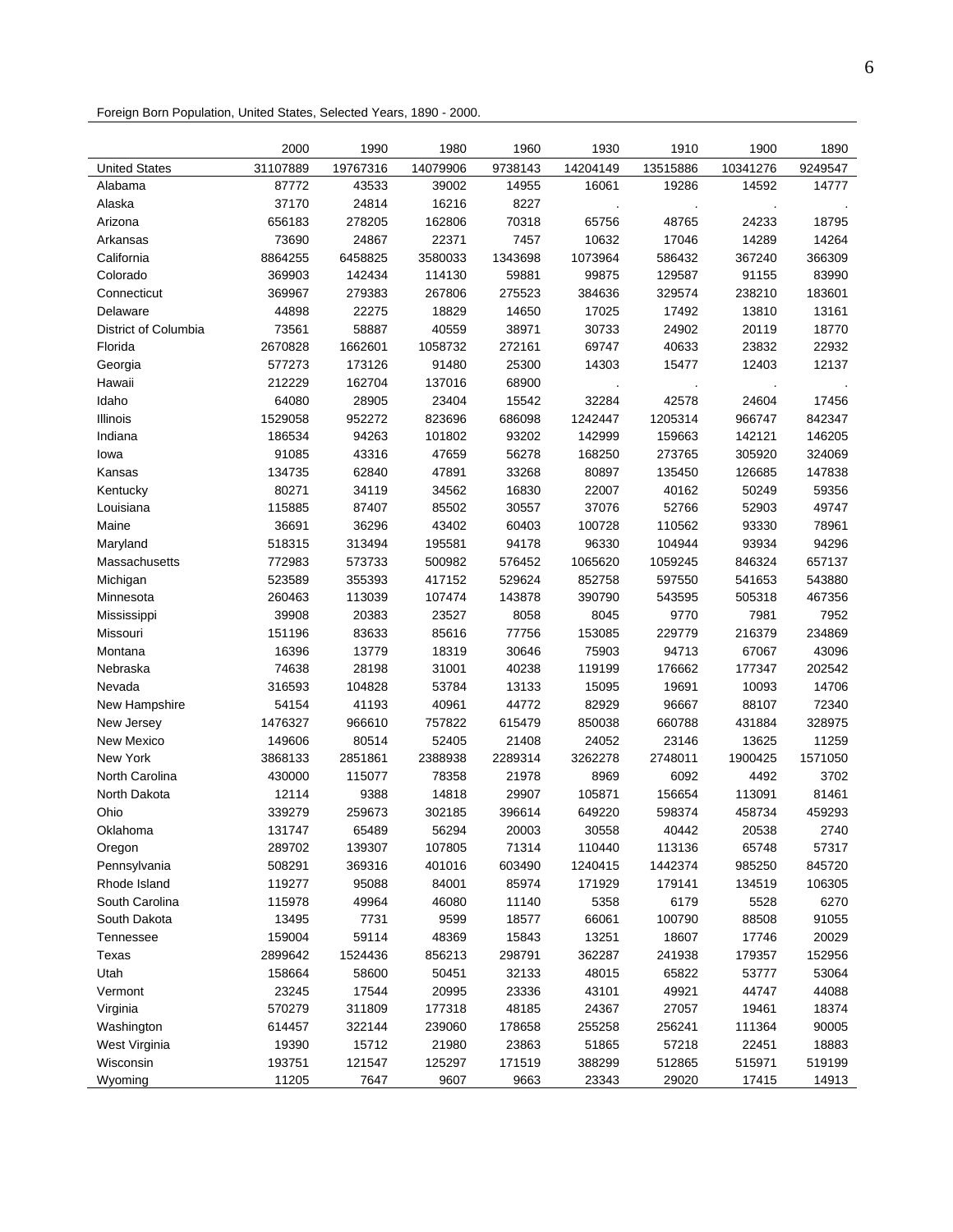Foreign Born Population, United States, Selected Years, 1890 - 2000.

| | 2000 | 1990 | 1980 | 1960 | 1930 | 1910 | 1900 | 1890 |
|---|---|---|---|---|---|---|---|---|
| United States | 31107889 | 19767316 | 14079906 | 9738143 | 14204149 | 13515886 | 10341276 | 9249547 |
| Alabama | 87772 | 43533 | 39002 | 14955 | 16061 | 19286 | 14592 | 14777 |
| Alaska | 37170 | 24814 | 16216 | 8227 | . | . | . | . |
| Arizona | 656183 | 278205 | 162806 | 70318 | 65756 | 48765 | 24233 | 18795 |
| Arkansas | 73690 | 24867 | 22371 | 7457 | 10632 | 17046 | 14289 | 14264 |
| California | 8864255 | 6458825 | 3580033 | 1343698 | 1073964 | 586432 | 367240 | 366309 |
| Colorado | 369903 | 142434 | 114130 | 59881 | 99875 | 129587 | 91155 | 83990 |
| Connecticut | 369967 | 279383 | 267806 | 275523 | 384636 | 329574 | 238210 | 183601 |
| Delaware | 44898 | 22275 | 18829 | 14650 | 17025 | 17492 | 13810 | 13161 |
| District of Columbia | 73561 | 58887 | 40559 | 38971 | 30733 | 24902 | 20119 | 18770 |
| Florida | 2670828 | 1662601 | 1058732 | 272161 | 69747 | 40633 | 23832 | 22932 |
| Georgia | 577273 | 173126 | 91480 | 25300 | 14303 | 15477 | 12403 | 12137 |
| Hawaii | 212229 | 162704 | 137016 | 68900 | . | . | . | . |
| Idaho | 64080 | 28905 | 23404 | 15542 | 32284 | 42578 | 24604 | 17456 |
| Illinois | 1529058 | 952272 | 823696 | 686098 | 1242447 | 1205314 | 966747 | 842347 |
| Indiana | 186534 | 94263 | 101802 | 93202 | 142999 | 159663 | 142121 | 146205 |
| Iowa | 91085 | 43316 | 47659 | 56278 | 168250 | 273765 | 305920 | 324069 |
| Kansas | 134735 | 62840 | 47891 | 33268 | 80897 | 135450 | 126685 | 147838 |
| Kentucky | 80271 | 34119 | 34562 | 16830 | 22007 | 40162 | 50249 | 59356 |
| Louisiana | 115885 | 87407 | 85502 | 30557 | 37076 | 52766 | 52903 | 49747 |
| Maine | 36691 | 36296 | 43402 | 60403 | 100728 | 110562 | 93330 | 78961 |
| Maryland | 518315 | 313494 | 195581 | 94178 | 96330 | 104944 | 93934 | 94296 |
| Massachusetts | 772983 | 573733 | 500982 | 576452 | 1065620 | 1059245 | 846324 | 657137 |
| Michigan | 523589 | 355393 | 417152 | 529624 | 852758 | 597550 | 541653 | 543880 |
| Minnesota | 260463 | 113039 | 107474 | 143878 | 390790 | 543595 | 505318 | 467356 |
| Mississippi | 39908 | 20383 | 23527 | 8058 | 8045 | 9770 | 7981 | 7952 |
| Missouri | 151196 | 83633 | 85616 | 77756 | 153085 | 229779 | 216379 | 234869 |
| Montana | 16396 | 13779 | 18319 | 30646 | 75903 | 94713 | 67067 | 43096 |
| Nebraska | 74638 | 28198 | 31001 | 40238 | 119199 | 176662 | 177347 | 202542 |
| Nevada | 316593 | 104828 | 53784 | 13133 | 15095 | 19691 | 10093 | 14706 |
| New Hampshire | 54154 | 41193 | 40961 | 44772 | 82929 | 96667 | 88107 | 72340 |
| New Jersey | 1476327 | 966610 | 757822 | 615479 | 850038 | 660788 | 431884 | 328975 |
| New Mexico | 149606 | 80514 | 52455 | 21408 | 24052 | 23146 | 13625 | 11259 |
| New York | 3868133 | 2851861 | 2388938 | 2289314 | 3262278 | 2748011 | 1900425 | 1571050 |
| North Carolina | 430000 | 115077 | 78358 | 21978 | 8969 | 6092 | 4492 | 3702 |
| North Dakota | 12114 | 9388 | 14818 | 29907 | 105871 | 156654 | 113091 | 81461 |
| Ohio | 339279 | 259673 | 302185 | 396614 | 649220 | 598374 | 458734 | 459293 |
| Oklahoma | 131747 | 65489 | 56294 | 20003 | 30558 | 40442 | 20538 | 2740 |
| Oregon | 289702 | 139307 | 107805 | 71314 | 110440 | 113136 | 65748 | 57317 |
| Pennsylvania | 508291 | 369316 | 401016 | 603490 | 1240415 | 1442374 | 985250 | 845720 |
| Rhode Island | 119277 | 95088 | 84001 | 85974 | 171929 | 179141 | 134519 | 106305 |
| South Carolina | 115978 | 49964 | 46080 | 11140 | 5358 | 6179 | 5528 | 6270 |
| South Dakota | 13495 | 7731 | 9599 | 18577 | 66061 | 100790 | 88508 | 91055 |
| Tennessee | 159004 | 59114 | 48369 | 15843 | 13251 | 18607 | 17746 | 20029 |
| Texas | 2899642 | 1524436 | 856213 | 298791 | 362287 | 241938 | 179357 | 152956 |
| Utah | 158664 | 58600 | 50451 | 32133 | 48015 | 65822 | 53777 | 53064 |
| Vermont | 23245 | 17544 | 20995 | 23336 | 43101 | 49921 | 44747 | 44088 |
| Virginia | 570279 | 311809 | 177318 | 48185 | 24367 | 27057 | 19461 | 18374 |
| Washington | 614457 | 322144 | 239060 | 178658 | 255258 | 256241 | 111364 | 90005 |
| West Virginia | 19390 | 15712 | 21980 | 23863 | 51865 | 57218 | 22451 | 18883 |
| Wisconsin | 193751 | 121547 | 125297 | 171519 | 388299 | 512865 | 515971 | 519199 |
| Wyoming | 11205 | 7647 | 9607 | 9663 | 23343 | 29020 | 17415 | 14913 |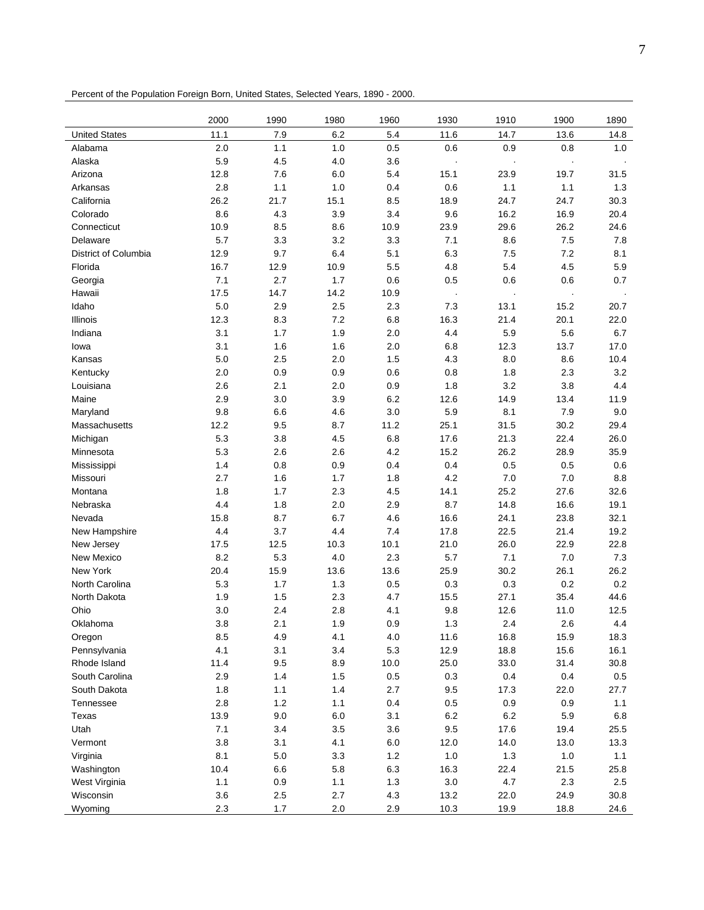Percent of the Population Foreign Born, United States, Selected Years, 1890 - 2000.

| | 2000 | 1990 | 1980 | 1960 | 1930 | 1910 | 1900 | 1890 |
|---|---|---|---|---|---|---|---|---|
| United States | 11.1 | 7.9 | 6.2 | 5.4 | 11.6 | 14.7 | 13.6 | 14.8 |
| Alabama | 2.0 | 1.1 | 1.0 | 0.5 | 0.6 | 0.9 | 0.8 | 1.0 |
| Alaska | 5.9 | 4.5 | 4.0 | 3.6 | . | . | . | . |
| Arizona | 12.8 | 7.6 | 6.0 | 5.4 | 15.1 | 23.9 | 19.7 | 31.5 |
| Arkansas | 2.8 | 1.1 | 1.0 | 0.4 | 0.6 | 1.1 | 1.1 | 1.3 |
| California | 26.2 | 21.7 | 15.1 | 8.5 | 18.9 | 24.7 | 24.7 | 30.3 |
| Colorado | 8.6 | 4.3 | 3.9 | 3.4 | 9.6 | 16.2 | 16.9 | 20.4 |
| Connecticut | 10.9 | 8.5 | 8.6 | 10.9 | 23.9 | 29.6 | 26.2 | 24.6 |
| Delaware | 5.7 | 3.3 | 3.2 | 3.3 | 7.1 | 8.6 | 7.5 | 7.8 |
| District of Columbia | 12.9 | 9.7 | 6.4 | 5.1 | 6.3 | 7.5 | 7.2 | 8.1 |
| Florida | 16.7 | 12.9 | 10.9 | 5.5 | 4.8 | 5.4 | 4.5 | 5.9 |
| Georgia | 7.1 | 2.7 | 1.7 | 0.6 | 0.5 | 0.6 | 0.6 | 0.7 |
| Hawaii | 17.5 | 14.7 | 14.2 | 10.9 | . | . | . | . |
| Idaho | 5.0 | 2.9 | 2.5 | 2.3 | 7.3 | 13.1 | 15.2 | 20.7 |
| Illinois | 12.3 | 8.3 | 7.2 | 6.8 | 16.3 | 21.4 | 20.1 | 22.0 |
| Indiana | 3.1 | 1.7 | 1.9 | 2.0 | 4.4 | 5.9 | 5.6 | 6.7 |
| Iowa | 3.1 | 1.6 | 1.6 | 2.0 | 6.8 | 12.3 | 13.7 | 17.0 |
| Kansas | 5.0 | 2.5 | 2.0 | 1.5 | 4.3 | 8.0 | 8.6 | 10.4 |
| Kentucky | 2.0 | 0.9 | 0.9 | 0.6 | 0.8 | 1.8 | 2.3 | 3.2 |
| Louisiana | 2.6 | 2.1 | 2.0 | 0.9 | 1.8 | 3.2 | 3.8 | 4.4 |
| Maine | 2.9 | 3.0 | 3.9 | 6.2 | 12.6 | 14.9 | 13.4 | 11.9 |
| Maryland | 9.8 | 6.6 | 4.6 | 3.0 | 5.9 | 8.1 | 7.9 | 9.0 |
| Massachusetts | 12.2 | 9.5 | 8.7 | 11.2 | 25.1 | 31.5 | 30.2 | 29.4 |
| Michigan | 5.3 | 3.8 | 4.5 | 6.8 | 17.6 | 21.3 | 22.4 | 26.0 |
| Minnesota | 5.3 | 2.6 | 2.6 | 4.2 | 15.2 | 26.2 | 28.9 | 35.9 |
| Mississippi | 1.4 | 0.8 | 0.9 | 0.4 | 0.4 | 0.5 | 0.5 | 0.6 |
| Missouri | 2.7 | 1.6 | 1.7 | 1.8 | 4.2 | 7.0 | 7.0 | 8.8 |
| Montana | 1.8 | 1.7 | 2.3 | 4.5 | 14.1 | 25.2 | 27.6 | 32.6 |
| Nebraska | 4.4 | 1.8 | 2.0 | 2.9 | 8.7 | 14.8 | 16.6 | 19.1 |
| Nevada | 15.8 | 8.7 | 6.7 | 4.6 | 16.6 | 24.1 | 23.8 | 32.1 |
| New Hampshire | 4.4 | 3.7 | 4.4 | 7.4 | 17.8 | 22.5 | 21.4 | 19.2 |
| New Jersey | 17.5 | 12.5 | 10.3 | 10.1 | 21.0 | 26.0 | 22.9 | 22.8 |
| New Mexico | 8.2 | 5.3 | 4.0 | 2.3 | 5.7 | 7.1 | 7.0 | 7.3 |
| New York | 20.4 | 15.9 | 13.6 | 13.6 | 25.9 | 30.2 | 26.1 | 26.2 |
| North Carolina | 5.3 | 1.7 | 1.3 | 0.5 | 0.3 | 0.3 | 0.2 | 0.2 |
| North Dakota | 1.9 | 1.5 | 2.3 | 4.7 | 15.5 | 27.1 | 35.4 | 44.6 |
| Ohio | 3.0 | 2.4 | 2.8 | 4.1 | 9.8 | 12.6 | 11.0 | 12.5 |
| Oklahoma | 3.8 | 2.1 | 1.9 | 0.9 | 1.3 | 2.4 | 2.6 | 4.4 |
| Oregon | 8.5 | 4.9 | 4.1 | 4.0 | 11.6 | 16.8 | 15.9 | 18.3 |
| Pennsylvania | 4.1 | 3.1 | 3.4 | 5.3 | 12.9 | 18.8 | 15.6 | 16.1 |
| Rhode Island | 11.4 | 9.5 | 8.9 | 10.0 | 25.0 | 33.0 | 31.4 | 30.8 |
| South Carolina | 2.9 | 1.4 | 1.5 | 0.5 | 0.3 | 0.4 | 0.4 | 0.5 |
| South Dakota | 1.8 | 1.1 | 1.4 | 2.7 | 9.5 | 17.3 | 22.0 | 27.7 |
| Tennessee | 2.8 | 1.2 | 1.1 | 0.4 | 0.5 | 0.9 | 0.9 | 1.1 |
| Texas | 13.9 | 9.0 | 6.0 | 3.1 | 6.2 | 6.2 | 5.9 | 6.8 |
| Utah | 7.1 | 3.4 | 3.5 | 3.6 | 9.5 | 17.6 | 19.4 | 25.5 |
| Vermont | 3.8 | 3.1 | 4.1 | 6.0 | 12.0 | 14.0 | 13.0 | 13.3 |
| Virginia | 8.1 | 5.0 | 3.3 | 1.2 | 1.0 | 1.3 | 1.0 | 1.1 |
| Washington | 10.4 | 6.6 | 5.8 | 6.3 | 16.3 | 22.4 | 21.5 | 25.8 |
| West Virginia | 1.1 | 0.9 | 1.1 | 1.3 | 3.0 | 4.7 | 2.3 | 2.5 |
| Wisconsin | 3.6 | 2.5 | 2.7 | 4.3 | 13.2 | 22.0 | 24.9 | 30.8 |
| Wyoming | 2.3 | 1.7 | 2.0 | 2.9 | 10.3 | 19.9 | 18.8 | 24.6 |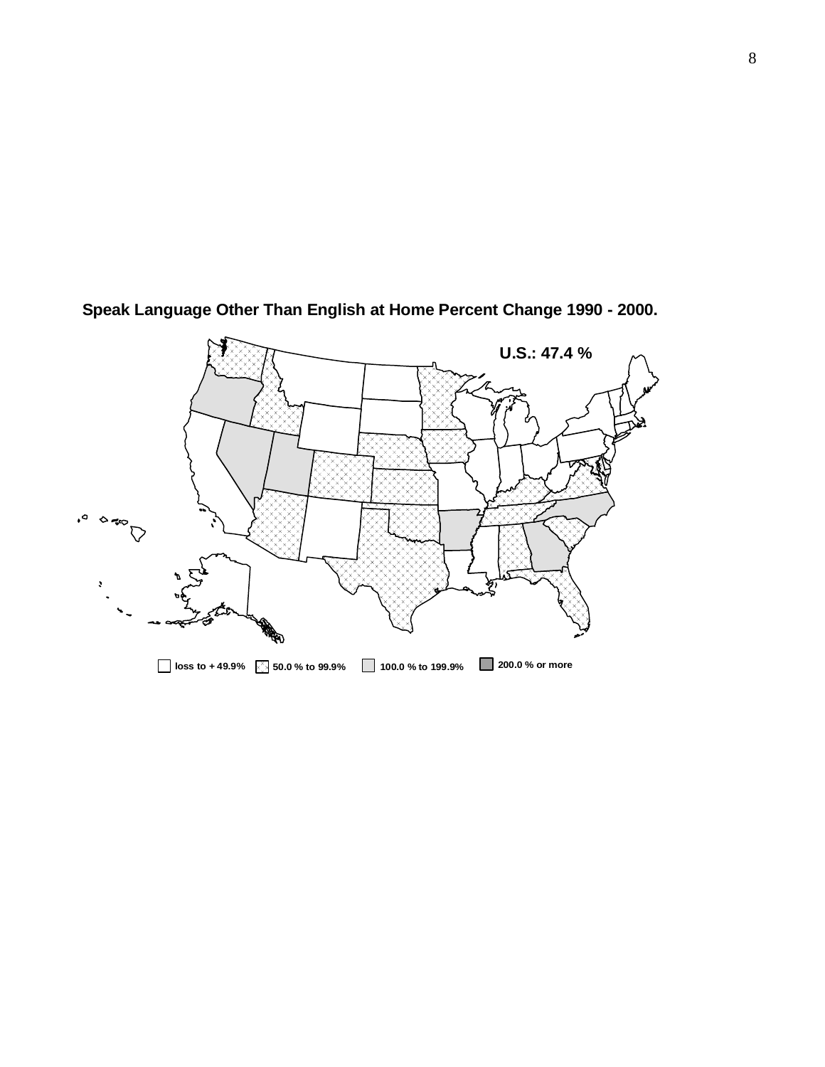**Speak Language Other Than English at Home Percent Change 1990 - 2000.**

**U.S.: 47.4 %**

loss to + 49.9% | 50.0 % to 99.9% | 100.0 % to 199.9% | 200.0 % or more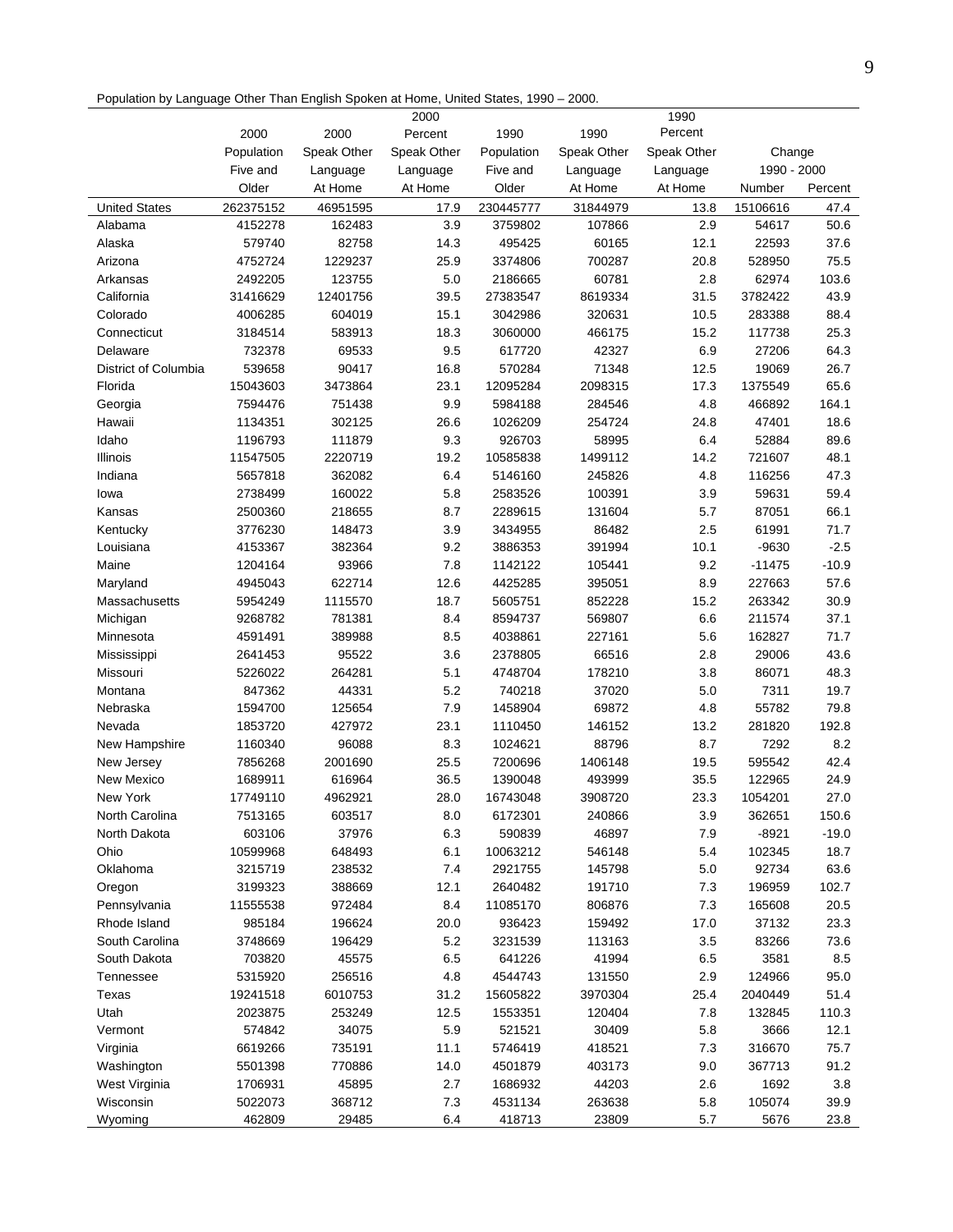Population by Language Other Than English Spoken at Home, United States, 1990 – 2000.

| | 2000 Population Five and Older | 2000 Speak Other Language At Home | 2000 Percent Speak Other Language At Home | 1990 Population Five and Older | 1990 Speak Other Language At Home | 1990 Percent Speak Other Language At Home | Change 1990 - 2000 Number | Change 1990 - 2000 Percent |
|---|---|---|---|---|---|---|---|---|
| United States | 262375152 | 46951595 | 17.9 | 230445777 | 31844979 | 13.8 | 15106616 | 47.4 |
| Alabama | 4152278 | 162483 | 3.9 | 3759802 | 107866 | 2.9 | 54617 | 50.6 |
| Alaska | 579740 | 82758 | 14.3 | 495425 | 60165 | 12.1 | 22593 | 37.6 |
| Arizona | 4752724 | 1229237 | 25.9 | 3374806 | 700287 | 20.8 | 528950 | 75.5 |
| Arkansas | 2492205 | 123755 | 5.0 | 2186665 | 60781 | 2.8 | 62974 | 103.6 |
| California | 31416629 | 12401756 | 39.5 | 27383547 | 8619334 | 31.5 | 3782422 | 43.9 |
| Colorado | 4006285 | 604019 | 15.1 | 3042986 | 320631 | 10.5 | 283388 | 88.4 |
| Connecticut | 3184514 | 583913 | 18.3 | 3060000 | 466175 | 15.2 | 117738 | 25.3 |
| Delaware | 732378 | 69533 | 9.5 | 617720 | 42327 | 6.9 | 27206 | 64.3 |
| District of Columbia | 539658 | 90417 | 16.8 | 570284 | 71348 | 12.5 | 19069 | 26.7 |
| Florida | 15043603 | 3473864 | 23.1 | 12095284 | 2098315 | 17.3 | 1375549 | 65.6 |
| Georgia | 7594476 | 751438 | 9.9 | 5984188 | 284546 | 4.8 | 466892 | 164.1 |
| Hawaii | 1134351 | 302125 | 26.6 | 1026209 | 254724 | 24.8 | 47401 | 18.6 |
| Idaho | 1196793 | 111879 | 9.3 | 926703 | 58995 | 6.4 | 52884 | 89.6 |
| Illinois | 11547505 | 2220719 | 19.2 | 10585838 | 1499112 | 14.2 | 721607 | 48.1 |
| Indiana | 5657818 | 362082 | 6.4 | 5146160 | 245826 | 4.8 | 116256 | 47.3 |
| Iowa | 2738499 | 160022 | 5.8 | 2583526 | 100391 | 3.9 | 59631 | 59.4 |
| Kansas | 2500360 | 218655 | 8.7 | 2289615 | 131604 | 5.7 | 87051 | 66.1 |
| Kentucky | 3776230 | 148473 | 3.9 | 3434955 | 86482 | 2.5 | 61991 | 71.7 |
| Louisiana | 4153367 | 382364 | 9.2 | 3886353 | 391994 | 10.1 | -9630 | -2.5 |
| Maine | 1204164 | 93966 | 7.8 | 1142122 | 105441 | 9.2 | -11475 | -10.9 |
| Maryland | 4945043 | 622714 | 12.6 | 4425285 | 395051 | 8.9 | 227663 | 57.6 |
| Massachusetts | 5954249 | 1115570 | 18.7 | 5605751 | 852228 | 15.2 | 263342 | 30.9 |
| Michigan | 9268782 | 781381 | 8.4 | 8594737 | 569807 | 6.6 | 211574 | 37.1 |
| Minnesota | 4591491 | 389988 | 8.5 | 4038861 | 227161 | 5.6 | 162827 | 71.7 |
| Mississippi | 2641453 | 95522 | 3.6 | 2378805 | 66516 | 2.8 | 29006 | 43.6 |
| Missouri | 5226022 | 264281 | 5.1 | 4748704 | 178210 | 3.8 | 86071 | 48.3 |
| Montana | 847362 | 44331 | 5.2 | 740218 | 37020 | 5.0 | 7311 | 19.7 |
| Nebraska | 1594700 | 125654 | 7.9 | 1458904 | 69872 | 4.8 | 55782 | 79.8 |
| Nevada | 1853720 | 427972 | 23.1 | 1110450 | 146152 | 13.2 | 281820 | 192.8 |
| New Hampshire | 1160340 | 96088 | 8.3 | 1024621 | 88796 | 8.7 | 7292 | 8.2 |
| New Jersey | 7856268 | 2001690 | 25.5 | 7200696 | 1406148 | 19.5 | 595542 | 42.4 |
| New Mexico | 1689911 | 616964 | 36.5 | 1390048 | 493999 | 35.5 | 122965 | 24.9 |
| New York | 17749110 | 4962921 | 28.0 | 16743048 | 3908720 | 23.3 | 1054201 | 27.0 |
| North Carolina | 7513165 | 603517 | 8.0 | 6172301 | 240866 | 3.9 | 362651 | 150.6 |
| North Dakota | 603106 | 37976 | 6.3 | 590839 | 46897 | 7.9 | -8921 | -19.0 |
| Ohio | 10599968 | 648493 | 6.1 | 10063212 | 546148 | 5.4 | 102345 | 18.7 |
| Oklahoma | 3215719 | 238532 | 7.4 | 2921755 | 145798 | 5.0 | 92734 | 63.6 |
| Oregon | 3199323 | 388669 | 12.1 | 2640482 | 191710 | 7.3 | 196959 | 102.7 |
| Pennsylvania | 11555538 | 972484 | 8.4 | 11085170 | 806876 | 7.3 | 165608 | 20.5 |
| Rhode Island | 985184 | 196624 | 20.0 | 936423 | 159492 | 17.0 | 37132 | 23.3 |
| South Carolina | 3748669 | 196429 | 5.2 | 3231539 | 113163 | 3.5 | 83266 | 73.6 |
| South Dakota | 703820 | 45575 | 6.5 | 641226 | 41994 | 6.5 | 3581 | 8.5 |
| Tennessee | 5315920 | 256516 | 4.8 | 4544743 | 131550 | 2.9 | 124966 | 95.0 |
| Texas | 19241518 | 6010753 | 31.2 | 15605822 | 3970304 | 25.4 | 2040449 | 51.4 |
| Utah | 2023875 | 253249 | 12.5 | 1553351 | 120404 | 7.8 | 132845 | 110.3 |
| Vermont | 574842 | 34075 | 5.9 | 521521 | 30409 | 5.8 | 3666 | 12.1 |
| Virginia | 6619266 | 735191 | 11.1 | 5746419 | 418521 | 7.3 | 316670 | 75.7 |
| Washington | 5501398 | 770886 | 14.0 | 4501879 | 403173 | 9.0 | 367713 | 91.2 |
| West Virginia | 1706931 | 45895 | 2.7 | 1686932 | 44203 | 2.6 | 1692 | 3.8 |
| Wisconsin | 5022073 | 368712 | 7.3 | 4531134 | 263638 | 5.8 | 105074 | 39.9 |
| Wyoming | 462809 | 29485 | 6.4 | 418713 | 23809 | 5.7 | 5676 | 23.8 |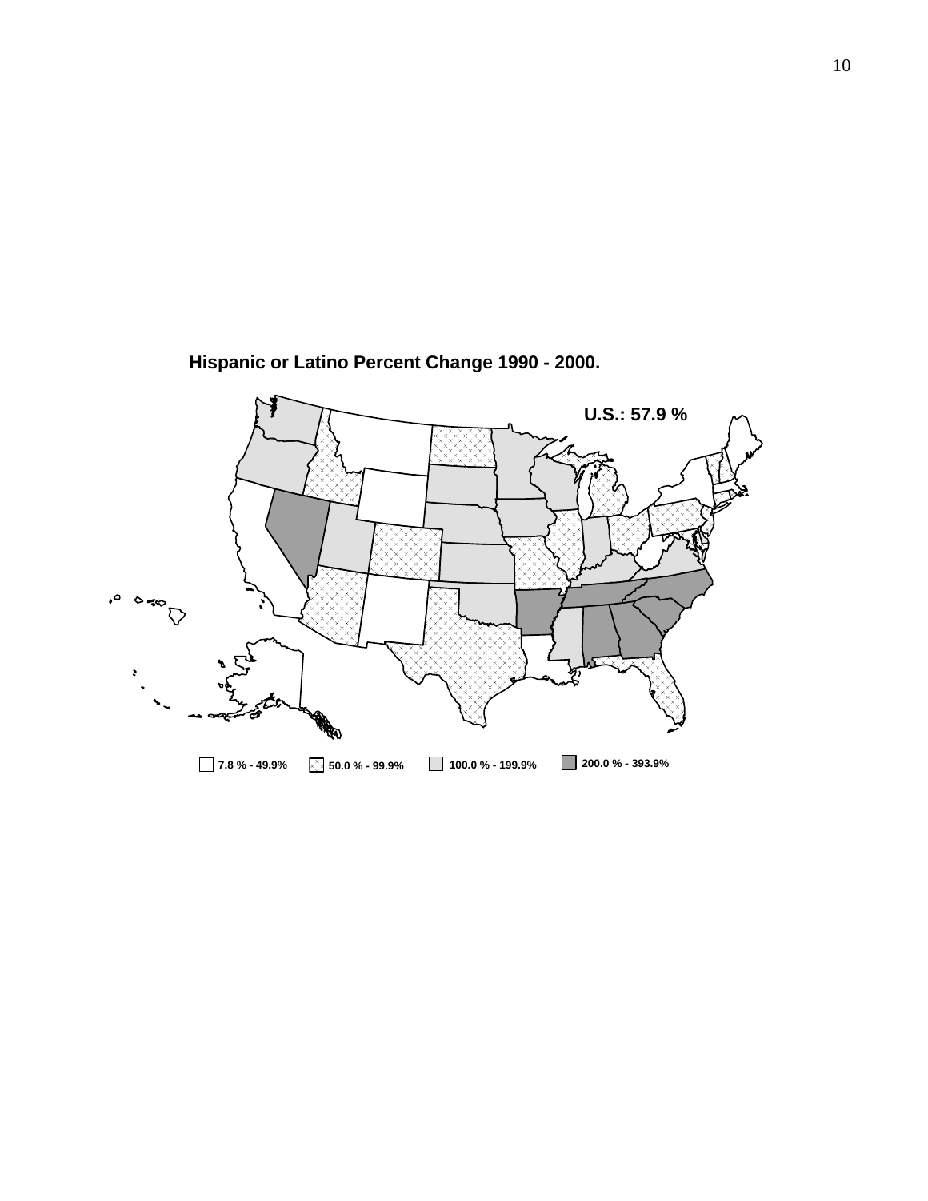**Hispanic or Latino Percent Change 1990 - 2000.**

U.S.: 57.9 %

7.8 % - 49.9% | 50.0 % - 99.9% | 100.0 % - 199.9% | 200.0 % - 393.9%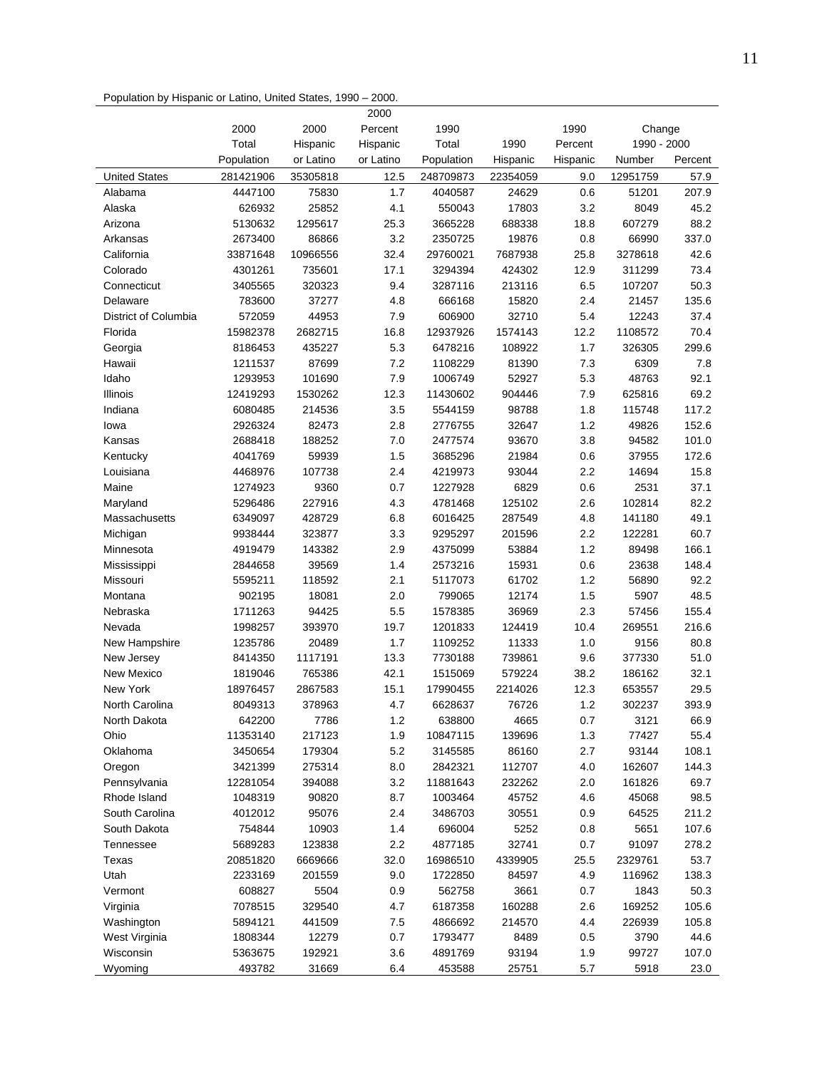Population by Hispanic or Latino, United States, 1990 – 2000.

| | 2000 Total Population | 2000 Hispanic or Latino | 2000 Percent Hispanic or Latino | 1990 Total Population | 1990 Hispanic | 1990 Percent Hispanic | Change 1990 - 2000 Number | Percent |
|---|---|---|---|---|---|---|---|---|
| United States | 281421906 | 35305818 | 12.5 | 248709873 | 22354059 | 9.0 | 12951759 | 57.9 |
| Alabama | 4447100 | 75830 | 1.7 | 4040587 | 24629 | 0.6 | 51201 | 207.9 |
| Alaska | 626932 | 25852 | 4.1 | 550043 | 17803 | 3.2 | 8049 | 45.2 |
| Arizona | 5130632 | 1295617 | 25.3 | 3665228 | 688338 | 18.8 | 607279 | 88.2 |
| Arkansas | 2673400 | 86866 | 3.2 | 2350725 | 19876 | 0.8 | 66990 | 337.0 |
| California | 33871648 | 10966556 | 32.4 | 29760021 | 7687938 | 25.8 | 3278618 | 42.6 |
| Colorado | 4301261 | 735601 | 17.1 | 3294394 | 424302 | 12.9 | 311299 | 73.4 |
| Connecticut | 3405565 | 320323 | 9.4 | 3287116 | 213116 | 6.5 | 107207 | 50.3 |
| Delaware | 783600 | 37277 | 4.8 | 666168 | 15820 | 2.4 | 21457 | 135.6 |
| District of Columbia | 572059 | 44953 | 7.9 | 606900 | 32710 | 5.4 | 12243 | 37.4 |
| Florida | 15982378 | 2682715 | 16.8 | 12937926 | 1574143 | 12.2 | 1108572 | 70.4 |
| Georgia | 8186453 | 435227 | 5.3 | 6478216 | 108922 | 1.7 | 326305 | 299.6 |
| Hawaii | 1211537 | 87699 | 7.2 | 1108229 | 81390 | 7.3 | 6309 | 7.8 |
| Idaho | 1293953 | 101690 | 7.9 | 1006749 | 52927 | 5.3 | 48763 | 92.1 |
| Illinois | 12419293 | 1530262 | 12.3 | 11430602 | 904446 | 7.9 | 625816 | 69.2 |
| Indiana | 6080485 | 214536 | 3.5 | 5544159 | 98788 | 1.8 | 115748 | 117.2 |
| Iowa | 2926324 | 82473 | 2.8 | 2776755 | 32647 | 1.2 | 49826 | 152.6 |
| Kansas | 2688418 | 188252 | 7.0 | 2477574 | 93670 | 3.8 | 94582 | 101.0 |
| Kentucky | 4041769 | 59939 | 1.5 | 3685296 | 21984 | 0.6 | 37955 | 172.6 |
| Louisiana | 4468976 | 107738 | 2.4 | 4219973 | 93044 | 2.2 | 14694 | 15.8 |
| Maine | 1274923 | 9360 | 0.7 | 1227928 | 6829 | 0.6 | 2531 | 37.1 |
| Maryland | 5296486 | 227916 | 4.3 | 4781468 | 125102 | 2.6 | 102814 | 82.2 |
| Massachusetts | 6349097 | 428729 | 6.8 | 6016425 | 287549 | 4.8 | 141180 | 49.1 |
| Michigan | 9938444 | 323877 | 3.3 | 9295297 | 201596 | 2.2 | 122281 | 60.7 |
| Minnesota | 4919479 | 143382 | 2.9 | 4375099 | 53884 | 1.2 | 89498 | 166.1 |
| Mississippi | 2844658 | 39569 | 1.4 | 2573216 | 15931 | 0.6 | 23638 | 148.4 |
| Missouri | 5595211 | 118592 | 2.1 | 5117073 | 61702 | 1.2 | 56890 | 92.2 |
| Montana | 902195 | 18081 | 2.0 | 799065 | 12174 | 1.5 | 5907 | 48.5 |
| Nebraska | 1711263 | 94425 | 5.5 | 1578385 | 36969 | 2.3 | 57456 | 155.4 |
| Nevada | 1998257 | 393970 | 19.7 | 1201833 | 124419 | 10.4 | 269551 | 216.6 |
| New Hampshire | 1235786 | 20489 | 1.7 | 1109252 | 11333 | 1.0 | 9156 | 80.8 |
| New Jersey | 8414350 | 1117191 | 13.3 | 7730188 | 739861 | 9.6 | 377330 | 51.0 |
| New Mexico | 1819046 | 765386 | 42.1 | 1515069 | 579224 | 38.2 | 186162 | 32.1 |
| New York | 18976457 | 2867583 | 15.1 | 17990455 | 2214026 | 12.3 | 653557 | 29.5 |
| North Carolina | 8049313 | 378963 | 4.7 | 6628637 | 76726 | 1.2 | 302237 | 393.9 |
| North Dakota | 642200 | 7786 | 1.2 | 638800 | 4665 | 0.7 | 3121 | 66.9 |
| Ohio | 11353140 | 217123 | 1.9 | 10847115 | 139696 | 1.3 | 77427 | 55.4 |
| Oklahoma | 3450654 | 179304 | 5.2 | 3145585 | 86160 | 2.7 | 93144 | 108.1 |
| Oregon | 3421399 | 275314 | 8.0 | 2842321 | 112707 | 4.0 | 162607 | 144.3 |
| Pennsylvania | 12281054 | 394088 | 3.2 | 11881643 | 232262 | 2.0 | 161826 | 69.7 |
| Rhode Island | 1048319 | 90820 | 8.7 | 1003464 | 45752 | 4.6 | 45068 | 98.5 |
| South Carolina | 4012012 | 95076 | 2.4 | 3486703 | 30551 | 0.9 | 64525 | 211.2 |
| South Dakota | 754844 | 10903 | 1.4 | 696004 | 5252 | 0.8 | 5651 | 107.6 |
| Tennessee | 5689283 | 123838 | 2.2 | 4877185 | 32741 | 0.7 | 91097 | 278.2 |
| Texas | 20851820 | 6669666 | 32.0 | 16986510 | 4339905 | 25.5 | 2329761 | 53.7 |
| Utah | 2233169 | 201559 | 9.0 | 1722850 | 84597 | 4.9 | 116962 | 138.3 |
| Vermont | 608827 | 5504 | 0.9 | 562758 | 3661 | 0.7 | 1843 | 50.3 |
| Virginia | 7078515 | 329540 | 4.7 | 6187358 | 160288 | 2.6 | 169252 | 105.6 |
| Washington | 5894121 | 441509 | 7.5 | 4866692 | 214570 | 4.4 | 226939 | 105.8 |
| West Virginia | 1808344 | 12279 | 0.7 | 1793477 | 8489 | 0.5 | 3790 | 44.6 |
| Wisconsin | 5363675 | 192921 | 3.6 | 4891769 | 93194 | 1.9 | 99727 | 107.0 |
| Wyoming | 493782 | 31669 | 6.4 | 453588 | 25751 | 5.7 | 5918 | 23.0 |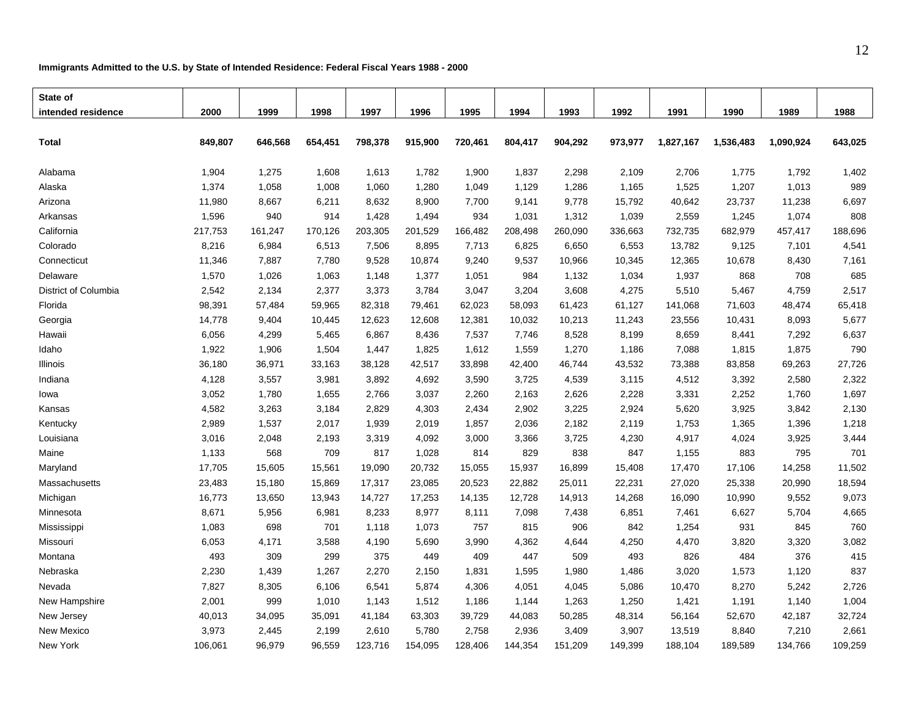**Immigrants Admitted to the U.S. by State of Intended Residence: Federal Fiscal Years 1988 - 2000**

| State of intended residence | 2000 | 1999 | 1998 | 1997 | 1996 | 1995 | 1994 | 1993 | 1992 | 1991 | 1990 | 1989 | 1988 |
|---|---|---|---|---|---|---|---|---|---|---|---|---|---|
| **Total** | **849,807** | **646,568** | **654,451** | **798,378** | **915,900** | **720,461** | **804,417** | **904,292** | **973,977** | **1,827,167** | **1,536,483** | **1,090,924** | **643,025** |
| Alabama | 1,904 | 1,275 | 1,608 | 1,613 | 1,782 | 1,900 | 1,837 | 2,298 | 2,109 | 2,706 | 1,775 | 1,792 | 1,402 |
| Alaska | 1,374 | 1,058 | 1,008 | 1,060 | 1,280 | 1,049 | 1,129 | 1,286 | 1,165 | 1,525 | 1,207 | 1,013 | 989 |
| Arizona | 11,980 | 8,667 | 6,211 | 8,632 | 8,900 | 7,700 | 9,141 | 9,778 | 15,792 | 40,642 | 23,737 | 11,238 | 6,697 |
| Arkansas | 1,596 | 940 | 914 | 1,428 | 1,494 | 934 | 1,031 | 1,312 | 1,039 | 2,559 | 1,245 | 1,074 | 808 |
| California | 217,753 | 161,247 | 170,126 | 203,305 | 201,529 | 166,482 | 208,498 | 260,090 | 336,663 | 732,735 | 682,979 | 457,417 | 188,696 |
| Colorado | 8,216 | 6,984 | 6,513 | 7,506 | 8,895 | 7,713 | 6,825 | 6,650 | 6,553 | 13,782 | 9,125 | 7,101 | 4,541 |
| Connecticut | 11,346 | 7,887 | 7,780 | 9,528 | 10,874 | 9,240 | 9,537 | 10,966 | 10,345 | 12,365 | 10,678 | 8,430 | 7,161 |
| Delaware | 1,570 | 1,026 | 1,063 | 1,148 | 1,377 | 1,051 | 984 | 1,132 | 1,034 | 1,937 | 868 | 708 | 685 |
| District of Columbia | 2,542 | 2,134 | 2,377 | 3,373 | 3,784 | 3,047 | 3,204 | 3,608 | 4,275 | 5,510 | 5,467 | 4,759 | 2,517 |
| Florida | 98,391 | 57,484 | 59,965 | 82,318 | 79,461 | 62,023 | 58,093 | 61,423 | 61,127 | 141,068 | 71,603 | 48,474 | 65,418 |
| Georgia | 14,778 | 9,404 | 10,445 | 12,623 | 12,608 | 12,381 | 10,032 | 10,213 | 11,243 | 23,556 | 10,431 | 8,093 | 5,677 |
| Hawaii | 6,056 | 4,299 | 5,465 | 6,867 | 8,436 | 7,537 | 7,746 | 8,528 | 8,199 | 8,659 | 8,441 | 7,292 | 6,637 |
| Idaho | 1,922 | 1,906 | 1,504 | 1,447 | 1,825 | 1,612 | 1,559 | 1,270 | 1,186 | 7,088 | 1,815 | 1,875 | 790 |
| Illinois | 36,180 | 36,971 | 33,163 | 38,128 | 42,517 | 33,898 | 42,400 | 46,744 | 43,532 | 73,388 | 83,858 | 69,263 | 27,726 |
| Indiana | 4,128 | 3,557 | 3,981 | 3,892 | 4,692 | 3,590 | 3,725 | 4,539 | 3,115 | 4,512 | 3,392 | 2,580 | 2,322 |
| Iowa | 3,052 | 1,780 | 1,655 | 2,766 | 3,037 | 2,260 | 2,163 | 2,626 | 2,228 | 3,331 | 2,252 | 1,760 | 1,697 |
| Kansas | 4,582 | 3,263 | 3,184 | 2,829 | 4,303 | 2,434 | 2,902 | 3,225 | 2,924 | 5,620 | 3,925 | 3,842 | 2,130 |
| Kentucky | 2,989 | 1,537 | 2,017 | 1,939 | 2,019 | 1,857 | 2,036 | 2,182 | 2,119 | 1,753 | 1,365 | 1,396 | 1,218 |
| Louisiana | 3,016 | 2,048 | 2,193 | 3,319 | 4,092 | 3,000 | 3,366 | 3,725 | 4,230 | 4,917 | 4,024 | 3,925 | 3,444 |
| Maine | 1,133 | 568 | 709 | 817 | 1,028 | 814 | 829 | 838 | 847 | 1,155 | 883 | 795 | 701 |
| Maryland | 17,705 | 15,605 | 15,561 | 19,090 | 20,732 | 15,055 | 15,937 | 16,899 | 15,408 | 17,470 | 17,106 | 14,258 | 11,502 |
| Massachusetts | 23,483 | 15,180 | 15,869 | 17,317 | 23,085 | 20,523 | 22,882 | 25,011 | 22,231 | 27,020 | 25,338 | 20,990 | 18,594 |
| Michigan | 16,773 | 13,650 | 13,943 | 14,727 | 17,253 | 14,135 | 12,728 | 14,913 | 14,268 | 16,090 | 10,990 | 9,552 | 9,073 |
| Minnesota | 8,671 | 5,956 | 6,981 | 8,233 | 8,977 | 8,111 | 7,098 | 7,438 | 6,851 | 7,461 | 6,627 | 5,704 | 4,665 |
| Mississippi | 1,083 | 698 | 701 | 1,118 | 1,073 | 757 | 815 | 906 | 842 | 1,254 | 931 | 845 | 760 |
| Missouri | 6,053 | 4,171 | 3,588 | 4,190 | 5,690 | 3,990 | 4,362 | 4,644 | 4,250 | 4,470 | 3,820 | 3,320 | 3,082 |
| Montana | 493 | 309 | 299 | 375 | 449 | 409 | 447 | 509 | 493 | 826 | 484 | 376 | 415 |
| Nebraska | 2,230 | 1,439 | 1,267 | 2,270 | 2,150 | 1,831 | 1,595 | 1,980 | 1,486 | 3,020 | 1,573 | 1,120 | 837 |
| Nevada | 7,827 | 8,305 | 6,106 | 6,541 | 5,874 | 4,306 | 4,051 | 4,045 | 5,086 | 10,470 | 8,270 | 5,242 | 2,726 |
| New Hampshire | 2,001 | 999 | 1,010 | 1,143 | 1,512 | 1,186 | 1,144 | 1,263 | 1,250 | 1,421 | 1,191 | 1,140 | 1,004 |
| New Jersey | 40,013 | 34,095 | 35,091 | 41,184 | 63,303 | 39,729 | 44,083 | 50,285 | 48,314 | 56,164 | 52,670 | 42,187 | 32,724 |
| New Mexico | 3,973 | 2,445 | 2,199 | 2,610 | 5,780 | 2,758 | 2,936 | 3,409 | 3,907 | 13,519 | 8,840 | 7,210 | 2,661 |
| New York | 106,061 | 96,979 | 96,559 | 123,716 | 154,095 | 128,406 | 144,354 | 151,209 | 149,399 | 188,104 | 189,589 | 134,766 | 109,259 |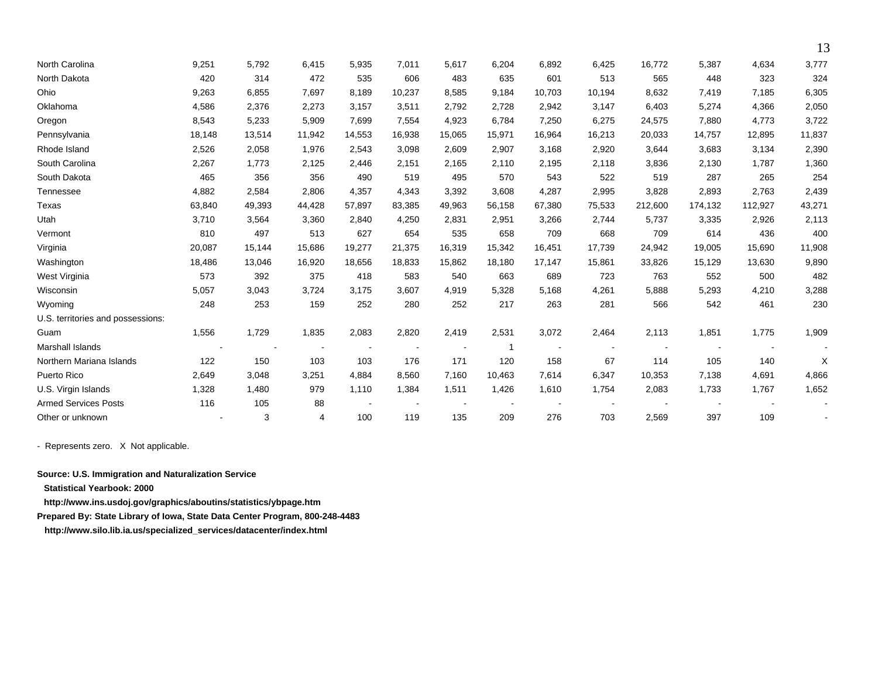| | | | | | | | | | | | | | |
|---|---|---|---|---|---|---|---|---|---|---|---|---|---|
| North Carolina | 9,251 | 5,792 | 6,415 | 5,935 | 7,011 | 5,617 | 6,204 | 6,892 | 6,425 | 16,772 | 5,387 | 4,634 | 3,777 |
| North Dakota | 420 | 314 | 472 | 535 | 606 | 483 | 635 | 601 | 513 | 565 | 448 | 323 | 324 |
| Ohio | 9,263 | 6,855 | 7,697 | 8,189 | 10,237 | 8,585 | 9,184 | 10,703 | 10,194 | 8,632 | 7,419 | 7,185 | 6,305 |
| Oklahoma | 4,586 | 2,376 | 2,273 | 3,157 | 3,511 | 2,792 | 2,728 | 2,942 | 3,147 | 6,403 | 5,274 | 4,366 | 2,050 |
| Oregon | 8,543 | 5,233 | 5,909 | 7,699 | 7,554 | 4,923 | 6,784 | 7,250 | 6,275 | 24,575 | 7,880 | 4,773 | 3,722 |
| Pennsylvania | 18,148 | 13,514 | 11,942 | 14,553 | 16,938 | 15,065 | 15,971 | 16,964 | 16,213 | 20,033 | 14,757 | 12,895 | 11,837 |
| Rhode Island | 2,526 | 2,058 | 1,976 | 2,543 | 3,098 | 2,609 | 2,907 | 3,168 | 2,920 | 3,644 | 3,683 | 3,134 | 2,390 |
| South Carolina | 2,267 | 1,773 | 2,125 | 2,446 | 2,151 | 2,165 | 2,110 | 2,195 | 2,118 | 3,836 | 2,130 | 1,787 | 1,360 |
| South Dakota | 465 | 356 | 356 | 490 | 519 | 495 | 570 | 543 | 522 | 519 | 287 | 265 | 254 |
| Tennessee | 4,882 | 2,584 | 2,806 | 4,357 | 4,343 | 3,392 | 3,608 | 4,287 | 2,995 | 3,828 | 2,893 | 2,763 | 2,439 |
| Texas | 63,840 | 49,393 | 44,428 | 57,897 | 83,385 | 49,963 | 56,158 | 67,380 | 75,533 | 212,600 | 174,132 | 112,927 | 43,271 |
| Utah | 3,710 | 3,564 | 3,360 | 2,840 | 4,250 | 2,831 | 2,951 | 3,266 | 2,744 | 5,737 | 3,335 | 2,926 | 2,113 |
| Vermont | 810 | 497 | 513 | 627 | 654 | 535 | 658 | 709 | 668 | 709 | 614 | 436 | 400 |
| Virginia | 20,087 | 15,144 | 15,686 | 19,277 | 21,375 | 16,319 | 15,342 | 16,451 | 17,739 | 24,942 | 19,005 | 15,690 | 11,908 |
| Washington | 18,486 | 13,046 | 16,920 | 18,656 | 18,833 | 15,862 | 18,180 | 17,147 | 15,861 | 33,826 | 15,129 | 13,630 | 9,890 |
| West Virginia | 573 | 392 | 375 | 418 | 583 | 540 | 663 | 689 | 723 | 763 | 552 | 500 | 482 |
| Wisconsin | 5,057 | 3,043 | 3,724 | 3,175 | 3,607 | 4,919 | 5,328 | 5,168 | 4,261 | 5,888 | 5,293 | 4,210 | 3,288 |
| Wyoming | 248 | 253 | 159 | 252 | 280 | 252 | 217 | 263 | 281 | 566 | 542 | 461 | 230 |
| U.S. territories and possessions: | | | | | | | | | | | | | |
| Guam | 1,556 | 1,729 | 1,835 | 2,083 | 2,820 | 2,419 | 2,531 | 3,072 | 2,464 | 2,113 | 1,851 | 1,775 | 1,909 |
| Marshall Islands | - | - | - | - | - | - | 1 | - | - | - | - | - | - |
| Northern Mariana Islands | 122 | 150 | 103 | 103 | 176 | 171 | 120 | 158 | 67 | 114 | 105 | 140 | X |
| Puerto Rico | 2,649 | 3,048 | 3,251 | 4,884 | 8,560 | 7,160 | 10,463 | 7,614 | 6,347 | 10,353 | 7,138 | 4,691 | 4,866 |
| U.S. Virgin Islands | 1,328 | 1,480 | 979 | 1,110 | 1,384 | 1,511 | 1,426 | 1,610 | 1,754 | 2,083 | 1,733 | 1,767 | 1,652 |
| Armed Services Posts | 116 | 105 | 88 | - | - | - | - | - | - | - | - | - | - |
| Other or unknown | - | 3 | 4 | 100 | 119 | 135 | 209 | 276 | 703 | 2,569 | 397 | 109 | - |

- Represents zero.   X  Not applicable.

**Source: U.S. Immigration and Naturalization Service**
**Statistical Yearbook: 2000**
**http://www.ins.usdoj.gov/graphics/aboutins/statistics/ybpage.htm**
**Prepared By: State Library of Iowa, State Data Center Program, 800-248-4483**
**http://www.silo.lib.ia.us/specialized_services/datacenter/index.html**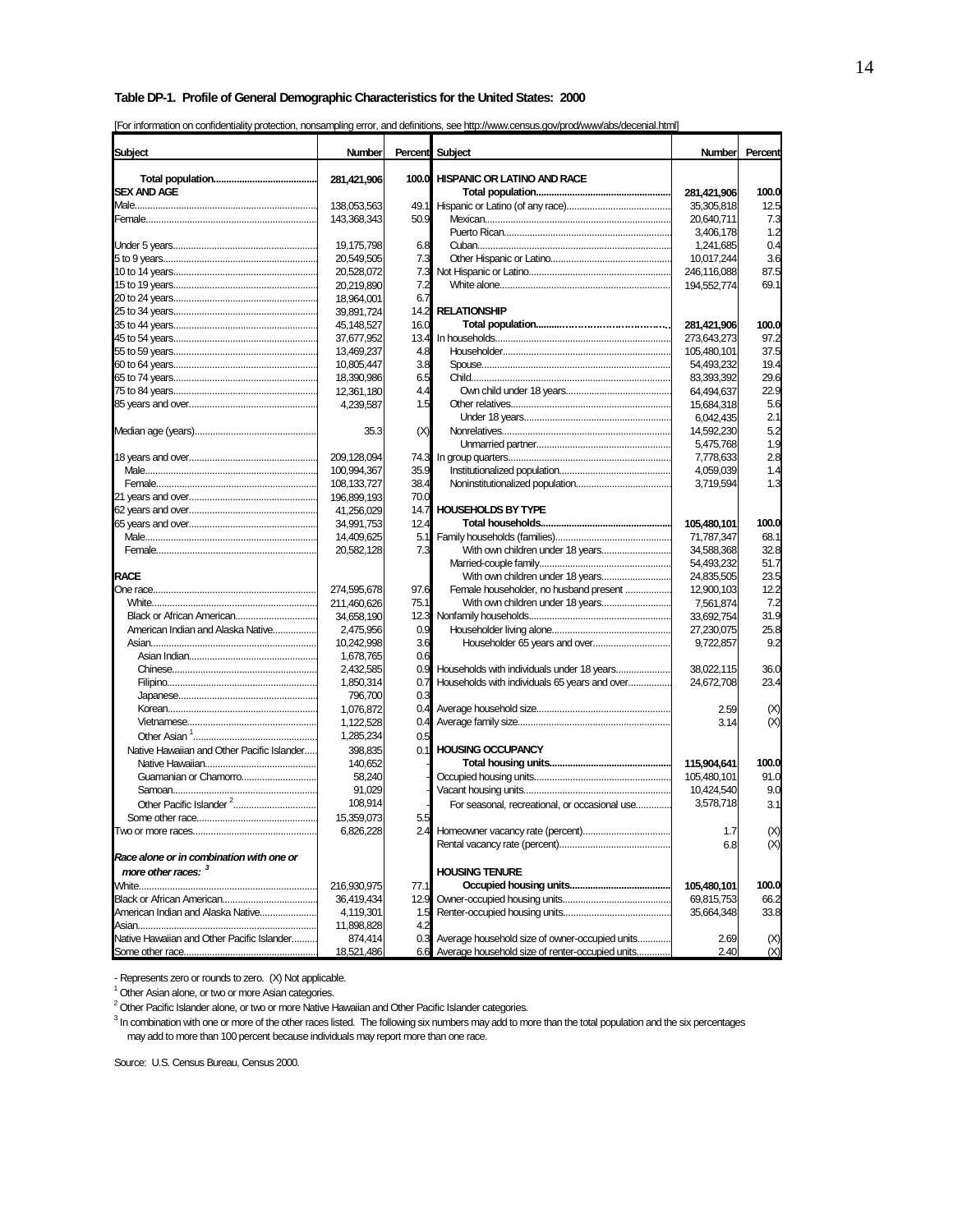**Table DP-1. Profile of General Demographic Characteristics for the United States: 2000**

[For information on confidentiality protection, nonsampling error, and definitions, see http://www.census.gov/prod/www/abs/decenial.html]

| Subject | Number | Percent | Subject | Number | Percent |
|---|---|---|---|---|---|
| **Total population** | **281,421,906** | **100.0** | **HISPANIC OR LATINO AND RACE** | | |
| **SEX AND AGE** | | | **Total population** | **281,421,906** | **100.0** |
| Male | 138,053,563 | 49.1 | Hispanic or Latino (of any race) | 35,305,818 | 12.5 |
| Female | 143,368,343 | 50.9 | Mexican | 20,640,711 | 7.3 |
| | | | Puerto Rican | 3,406,178 | 1.2 |
| Under 5 years | 19,175,798 | 6.8 | Cuban | 1,241,685 | 0.4 |
| 5 to 9 years | 20,549,505 | 7.3 | Other Hispanic or Latino | 10,017,244 | 3.6 |
| 10 to 14 years | 20,528,072 | 7.3 | Not Hispanic or Latino | 246,116,088 | 87.5 |
| 15 to 19 years | 20,219,890 | 7.2 | White alone | 194,552,774 | 69.1 |
| 20 to 24 years | 18,964,001 | 6.7 | | | |
| 25 to 34 years | 39,891,724 | 14.2 | **RELATIONSHIP** | | |
| 35 to 44 years | 45,148,527 | 16.0 | **Total population** | **281,421,906** | **100.0** |
| 45 to 54 years | 37,677,952 | 13.4 | In households | 273,643,273 | 97.2 |
| 55 to 59 years | 13,469,237 | 4.8 | Householder | 105,480,101 | 37.5 |
| 60 to 64 years | 10,805,447 | 3.8 | Spouse | 54,493,232 | 19.4 |
| 65 to 74 years | 18,390,986 | 6.5 | Child | 83,393,392 | 29.6 |
| 75 to 84 years | 12,361,180 | 4.4 | Own child under 18 years | 64,494,637 | 22.9 |
| 85 years and over | 4,239,587 | 1.5 | Other relatives | 15,684,318 | 5.6 |
| | | | Under 18 years | 6,042,435 | 2.1 |
| Median age (years) | 35.3 | (X) | Nonrelatives | 14,592,230 | 5.2 |
| | | | Unmarried partner | 5,475,768 | 1.9 |
| 18 years and over | 209,128,094 | 74.3 | In group quarters | 7,778,633 | 2.8 |
| Male | 100,994,367 | 35.9 | Institutionalized population | 4,059,039 | 1.4 |
| Female | 108,133,727 | 38.4 | Noninstitutionalized population | 3,719,594 | 1.3 |
| 21 years and over | 196,899,193 | 70.0 | | | |
| 62 years and over | 41,256,029 | 14.7 | **HOUSEHOLDS BY TYPE** | | |
| 65 years and over | 34,991,753 | 12.4 | **Total households** | **105,480,101** | **100.0** |
| Male | 14,409,625 | 5.1 | Family households (families) | 71,787,347 | 68.1 |
| Female | 20,582,128 | 7.3 | With own children under 18 years | 34,588,368 | 32.8 |
| | | | Married-couple family | 54,493,232 | 51.7 |
| **RACE** | | | With own children under 18 years | 24,835,505 | 23.5 |
| One race | 274,595,678 | 97.6 | Female householder, no husband present | 12,900,103 | 12.2 |
| White | 211,460,626 | 75.1 | With own children under 18 years | 7,561,874 | 7.2 |
| Black or African American | 34,658,190 | 12.3 | Nonfamily households | 33,692,754 | 31.9 |
| American Indian and Alaska Native | 2,475,956 | 0.9 | Householder living alone | 27,230,075 | 25.8 |
| Asian | 10,242,998 | 3.6 | Householder 65 years and over | 9,722,857 | 9.2 |
| Asian Indian | 1,678,765 | 0.6 | | | |
| Chinese | 2,432,585 | 0.9 | Households with individuals under 18 years | 38,022,115 | 36.0 |
| Filipino | 1,850,314 | 0.7 | Households with individuals 65 years and over | 24,672,708 | 23.4 |
| Japanese | 796,700 | 0.3 | | | |
| Korean | 1,076,872 | 0.4 | Average household size | 2.59 | (X) |
| Vietnamese | 1,122,528 | 0.4 | Average family size | 3.14 | (X) |
| Other Asian [1] | 1,285,234 | 0.5 | | | |
| Native Hawaiian and Other Pacific Islander | 398,835 | 0.1 | **HOUSING OCCUPANCY** | | |
| Native Hawaiian | 140,652 | - | **Total housing units** | **115,904,641** | **100.0** |
| Guamanian or Chamorro | 58,240 | - | Occupied housing units | 105,480,101 | 91.0 |
| Samoan | 91,029 | - | Vacant housing units | 10,424,540 | 9.0 |
| Other Pacific Islander [2] | 108,914 | - | For seasonal, recreational, or occasional use | 3,578,718 | 3.1 |
| Some other race | 15,359,073 | 5.5 | | | |
| Two or more races | 6,826,228 | 2.4 | Homeowner vacancy rate (percent) | 1.7 | (X) |
| | | | Rental vacancy rate (percent) | 6.8 | (X) |
| ***Race alone or in combination with one or more other races:*** [3] | | | **HOUSING TENURE** | | |
| White | 216,930,975 | 77.1 | **Occupied housing units** | **105,480,101** | **100.0** |
| Black or African American | 36,419,434 | 12.9 | Owner-occupied housing units | 69,815,753 | 66.2 |
| American Indian and Alaska Native | 4,119,301 | 1.5 | Renter-occupied housing units | 35,664,348 | 33.8 |
| Asian | 11,898,828 | 4.2 | | | |
| Native Hawaiian and Other Pacific Islander | 874,414 | 0.3 | Average household size of owner-occupied units | 2.69 | (X) |
| Some other race | 18,521,486 | 6.6 | Average household size of renter-occupied units | 2.40 | (X) |

- Represents zero or rounds to zero. (X) Not applicable.

[1] Other Asian alone, or two or more Asian categories.

[2] Other Pacific Islander alone, or two or more Native Hawaiian and Other Pacific Islander categories.

[3] In combination with one or more of the other races listed. The following six numbers may add to more than the total population and the six percentages may add to more than 100 percent because individuals may report more than one race.

Source: U.S. Census Bureau, Census 2000.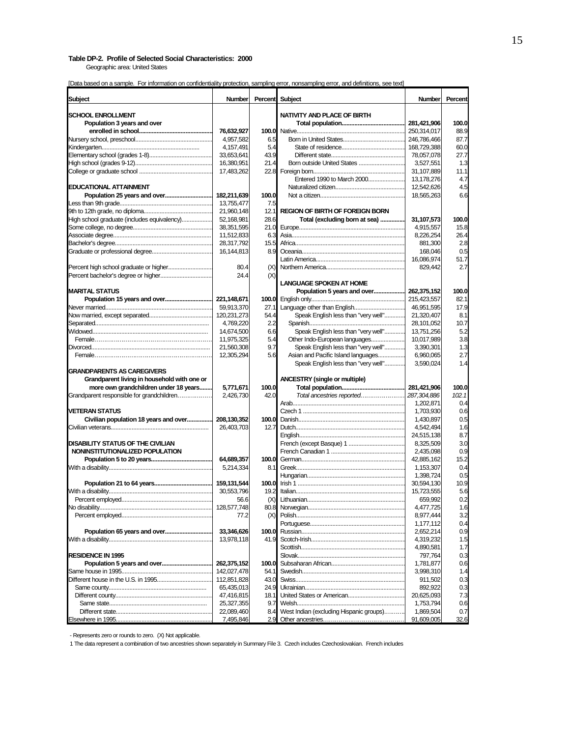**Table DP-2. Profile of Selected Social Characteristics: 2000**
Geographic area: United States

[Data based on a sample. For information on confidentiality protection, sampling error, nonsampling error, and definitions, see text]

| Subject | Number | Percent | Subject | Number | Percent |
|---|---|---|---|---|---|
| **SCHOOL ENROLLMENT** | | | **NATIVITY AND PLACE OF BIRTH** | | |
| **Population 3 years and over enrolled in school** | **76,632,927** | **100.0** | **Total population** | **281,421,906** | **100.0** |
| Nursery school, preschool | 4,957,582 | 6.5 | Native | 250,314,017 | 88.9 |
| Kindergarten | 4,157,491 | 5.4 | Born in United States | 246,786,466 | 87.7 |
| Elementary school (grades 1-8) | 33,653,641 | 43.9 | State of residence | 168,729,388 | 60.0 |
| High school (grades 9-12) | 16,380,951 | 21.4 | Different state | 78,057,078 | 27.7 |
| College or graduate school | 17,483,262 | 22.8 | Born outside United States | 3,527,551 | 1.3 |
| | | | Foreign born | 31,107,889 | 11.1 |
| **EDUCATIONAL ATTAINMENT** | | | Entered 1990 to March 2000 | 13,178,276 | 4.7 |
| **Population 25 years and over** | **182,211,639** | **100.0** | Naturalized citizen | 12,542,626 | 4.5 |
| Less than 9th grade | 13,755,477 | 7.5 | Not a citizen | 18,565,263 | 6.6 |
| 9th to 12th grade, no diploma | 21,960,148 | 12.1 | | | |
| High school graduate (includes equivalency) | 52,168,981 | 28.6 | **REGION OF BIRTH OF FOREIGN BORN** | | |
| Some college, no degree | 38,351,595 | 21.0 | **Total (excluding born at sea)** | **31,107,573** | **100.0** |
| Associate degree | 11,512,833 | 6.3 | Europe | 4,915,557 | 15.8 |
| Bachelor's degree | 28,317,792 | 15.5 | Asia | 8,226,254 | 26.4 |
| Graduate or professional degree | 16,144,813 | 8.9 | Africa | 881,300 | 2.8 |
| | | | Oceania | 168,046 | 0.5 |
| Percent high school graduate or higher | 80.4 | (X) | Latin America | 16,086,974 | 51.7 |
| Percent bachelor's degree or higher | 24.4 | (X) | Northern America | 829,442 | 2.7 |
| | | | | | |
| **MARITAL STATUS** | | | **LANGUAGE SPOKEN AT HOME** | | |
| **Population 15 years and over** | **221,148,671** | **100.0** | **Population 5 years and over** | **262,375,152** | **100.0** |
| Never married | 59,913,370 | 27.1 | English only | 215,423,557 | 82.1 |
| Now married, except separated | 120,231,273 | 54.4 | Language other than English | 46,951,595 | 17.9 |
| Separated | 4,769,220 | 2.2 | Speak English less than "very well" | 21,320,407 | 8.1 |
| Widowed | 14,674,500 | 6.6 | Spanish | 28,101,052 | 10.7 |
| Female | 11,975,325 | 5.4 | Speak English less than "very well" | 13,751,256 | 5.2 |
| Divorced | 21,560,308 | 9.7 | Other Indo-European languages | 10,017,989 | 3.8 |
| Female | 12,305,294 | 5.6 | Speak English less than "very well" | 3,390,301 | 1.3 |
| | | | Asian and Pacific Island languages | 6,960,065 | 2.7 |
| **GRANDPARENTS AS CAREGIVERS** | | | Speak English less than "very well" | 3,590,024 | 1.4 |
| **Grandparent living in household with one or more own grandchildren under 18 years** | **5,771,671** | **100.0** | | | |
| Grandparent responsible for grandchildren | 2,426,730 | 42.0 | **ANCESTRY (single or multiple)** | | |
| | | | **Total population** | **281,421,906** | **100.0** |
| **VETERAN STATUS** | | | *Total ancestries reported* | *287,304,886* | *102.1* |
| **Civilian population 18 years and over** | **208,130,352** | **100.0** | Arab | 1,202,871 | 0.4 |
| Civilian veterans | 26,403,703 | 12.7 | Czech 1 | 1,703,930 | 0.6 |
| | | | Danish | 1,430,897 | 0.5 |
| **DISABILITY STATUS OF THE CIVILIAN NONINSTITUTIONALIZED POPULATION** | | | Dutch | 4,542,494 | 1.6 |
| | | | English | 24,515,138 | 8.7 |
| **Population 5 to 20 years** | **64,689,357** | **100.0** | French (except Basque) 1 | 8,325,509 | 3.0 |
| With a disability | 5,214,334 | 8.1 | French Canadian 1 | 2,435,098 | 0.9 |
| | | | German | 42,885,162 | 15.2 |
| **Population 21 to 64 years** | **159,131,544** | **100.0** | Greek | 1,153,307 | 0.4 |
| With a disability | 30,553,796 | 19.2 | Hungarian | 1,398,724 | 0.5 |
| Percent employed | 56.6 | (X) | Irish 1 | 30,594,130 | 10.9 |
| No disability | 128,577,748 | 80.8 | Italian | 15,723,555 | 5.6 |
| Percent employed | 77.2 | (X) | Lithuanian | 659,992 | 0.2 |
| | | | Norwegian | 4,477,725 | 1.6 |
| **Population 65 years and over** | **33,346,626** | **100.0** | Polish | 8,977,444 | 3.2 |
| With a disability | 13,978,118 | 41.9 | Portuguese | 1,177,112 | 0.4 |
| | | | Russian | 2,652,214 | 0.9 |
| **RESIDENCE IN 1995** | | | Scotch-Irish | 4,319,232 | 1.5 |
| **Population 5 years and over** | **262,375,152** | **100.0** | Scottish | 4,890,581 | 1.7 |
| Same house in 1995 | 142,027,478 | 54.1 | Slovak | 797,764 | 0.3 |
| Different house in the U.S. in 1995 | 112,851,828 | 43.0 | Subsaharan African | 1,781,877 | 0.6 |
| Same county | 65,435,013 | 24.9 | Swedish | 3,998,310 | 1.4 |
| Different county | 47,416,815 | 18.1 | Swiss | 911,502 | 0.3 |
| Same state | 25,327,355 | 9.7 | Ukrainian | 892,922 | 0.3 |
| Different state | 22,089,460 | 8.4 | United States or American | 20,625,093 | 7.3 |
| Elsewhere in 1995 | 7,495,846 | 2.9 | Welsh | 1,753,794 | 0.6 |
| | | | West Indian (excluding Hispanic groups) | 1,869,504 | 0.7 |
| | | | Other ancestries | 91,609,005 | 32.6 |

\- Represents zero or rounds to zero. (X) Not applicable.

1 The data represent a combination of two ancestries shown separately in Summary File 3. Czech includes Czechoslovakian. French includes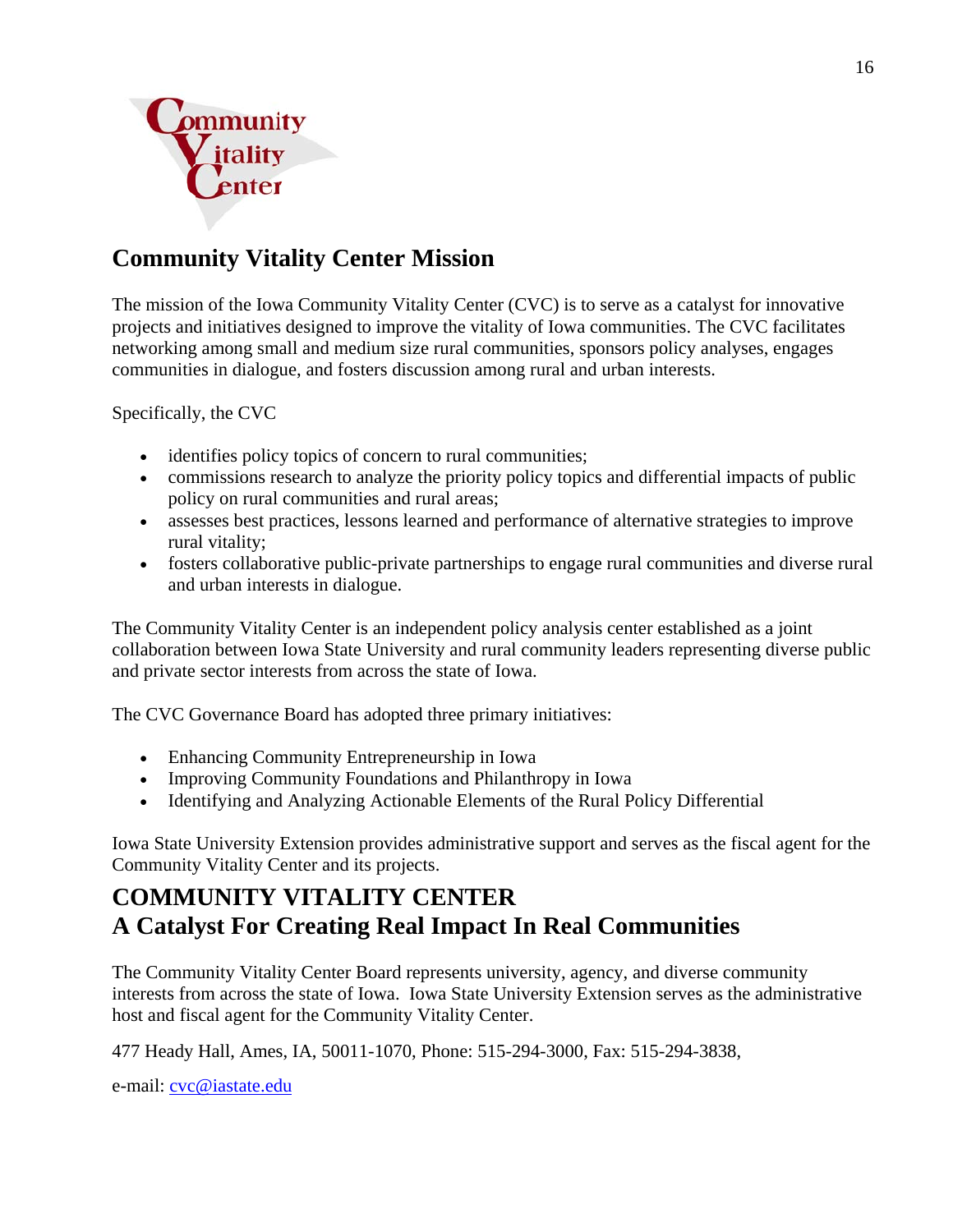## Community Vitality Center Mission

The mission of the Iowa Community Vitality Center (CVC) is to serve as a catalyst for innovative projects and initiatives designed to improve the vitality of Iowa communities. The CVC facilitates networking among small and medium size rural communities, sponsors policy analyses, engages communities in dialogue, and fosters discussion among rural and urban interests.

Specifically, the CVC

- identifies policy topics of concern to rural communities;
- commissions research to analyze the priority policy topics and differential impacts of public policy on rural communities and rural areas;
- assesses best practices, lessons learned and performance of alternative strategies to improve rural vitality;
- fosters collaborative public-private partnerships to engage rural communities and diverse rural and urban interests in dialogue.

The Community Vitality Center is an independent policy analysis center established as a joint collaboration between Iowa State University and rural community leaders representing diverse public and private sector interests from across the state of Iowa.

The CVC Governance Board has adopted three primary initiatives:

- Enhancing Community Entrepreneurship in Iowa
- Improving Community Foundations and Philanthropy in Iowa
- Identifying and Analyzing Actionable Elements of the Rural Policy Differential

Iowa State University Extension provides administrative support and serves as the fiscal agent for the Community Vitality Center and its projects.

## COMMUNITY VITALITY CENTER
## A Catalyst For Creating Real Impact In Real Communities

The Community Vitality Center Board represents university, agency, and diverse community interests from across the state of Iowa. Iowa State University Extension serves as the administrative host and fiscal agent for the Community Vitality Center.

477 Heady Hall, Ames, IA, 50011-1070, Phone: 515-294-3000, Fax: 515-294-3838,

e-mail: cvc@iastate.edu